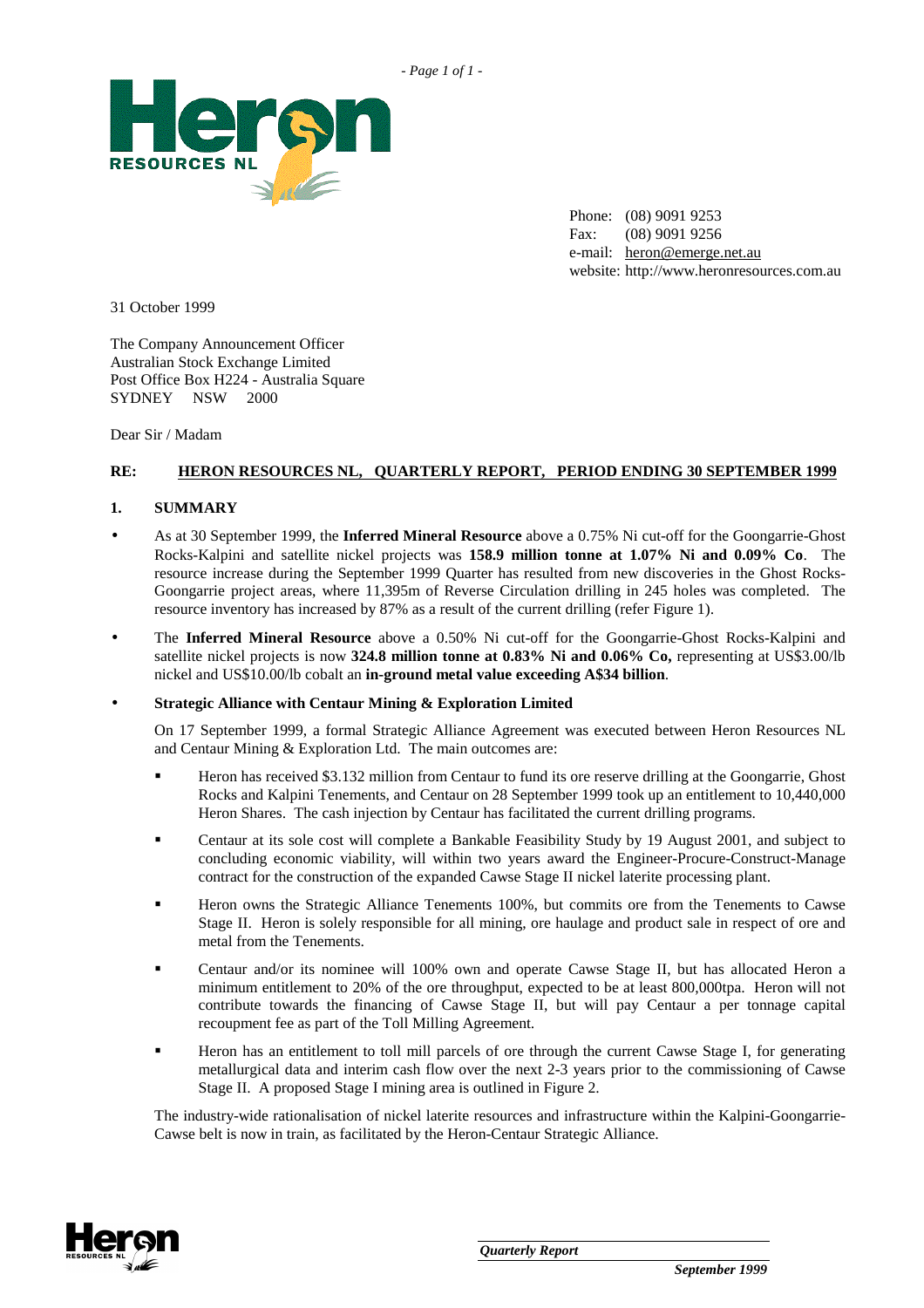Phone: (08) 9091 9253
Fax: (08) 9091 9256
e-mail: heron@emerge.net.au
website: http://www.heronresources.com.au

31 October 1999

The Company Announcement Officer
Australian Stock Exchange Limited
Post Office Box H224 - Australia Square
SYDNEY NSW 2000

Dear Sir / Madam

**RE: HERON RESOURCES NL, QUARTERLY REPORT, PERIOD ENDING 30 SEPTEMBER 1999**

## 1. SUMMARY

- As at 30 September 1999, the **Inferred Mineral Resource** above a 0.75% Ni cut-off for the Goongarrie-Ghost Rocks-Kalpini and satellite nickel projects was **158.9 million tonne at 1.07% Ni and 0.09% Co**. The resource increase during the September 1999 Quarter has resulted from new discoveries in the Ghost Rocks-Goongarrie project areas, where 11,395m of Reverse Circulation drilling in 245 holes was completed. The resource inventory has increased by 87% as a result of the current drilling (refer Figure 1).

- The **Inferred Mineral Resource** above a 0.50% Ni cut-off for the Goongarrie-Ghost Rocks-Kalpini and satellite nickel projects is now **324.8 million tonne at 0.83% Ni and 0.06% Co,** representing at US$3.00/lb nickel and US$10.00/lb cobalt an **in-ground metal value exceeding A$34 billion**.

- **Strategic Alliance with Centaur Mining & Exploration Limited**

  On 17 September 1999, a formal Strategic Alliance Agreement was executed between Heron Resources NL and Centaur Mining & Exploration Ltd. The main outcomes are:

  - Heron has received $3.132 million from Centaur to fund its ore reserve drilling at the Goongarrie, Ghost Rocks and Kalpini Tenements, and Centaur on 28 September 1999 took up an entitlement to 10,440,000 Heron Shares. The cash injection by Centaur has facilitated the current drilling programs.

  - Centaur at its sole cost will complete a Bankable Feasibility Study by 19 August 2001, and subject to concluding economic viability, will within two years award the Engineer-Procure-Construct-Manage contract for the construction of the expanded Cawse Stage II nickel laterite processing plant.

  - Heron owns the Strategic Alliance Tenements 100%, but commits ore from the Tenements to Cawse Stage II. Heron is solely responsible for all mining, ore haulage and product sale in respect of ore and metal from the Tenements.

  - Centaur and/or its nominee will 100% own and operate Cawse Stage II, but has allocated Heron a minimum entitlement to 20% of the ore throughput, expected to be at least 800,000tpa. Heron will not contribute towards the financing of Cawse Stage II, but will pay Centaur a per tonnage capital recoupment fee as part of the Toll Milling Agreement.

  - Heron has an entitlement to toll mill parcels of ore through the current Cawse Stage I, for generating metallurgical data and interim cash flow over the next 2-3 years prior to the commissioning of Cawse Stage II. A proposed Stage I mining area is outlined in Figure 2.

  The industry-wide rationalisation of nickel laterite resources and infrastructure within the Kalpini-Goongarrie-Cawse belt is now in train, as facilitated by the Heron-Centaur Strategic Alliance.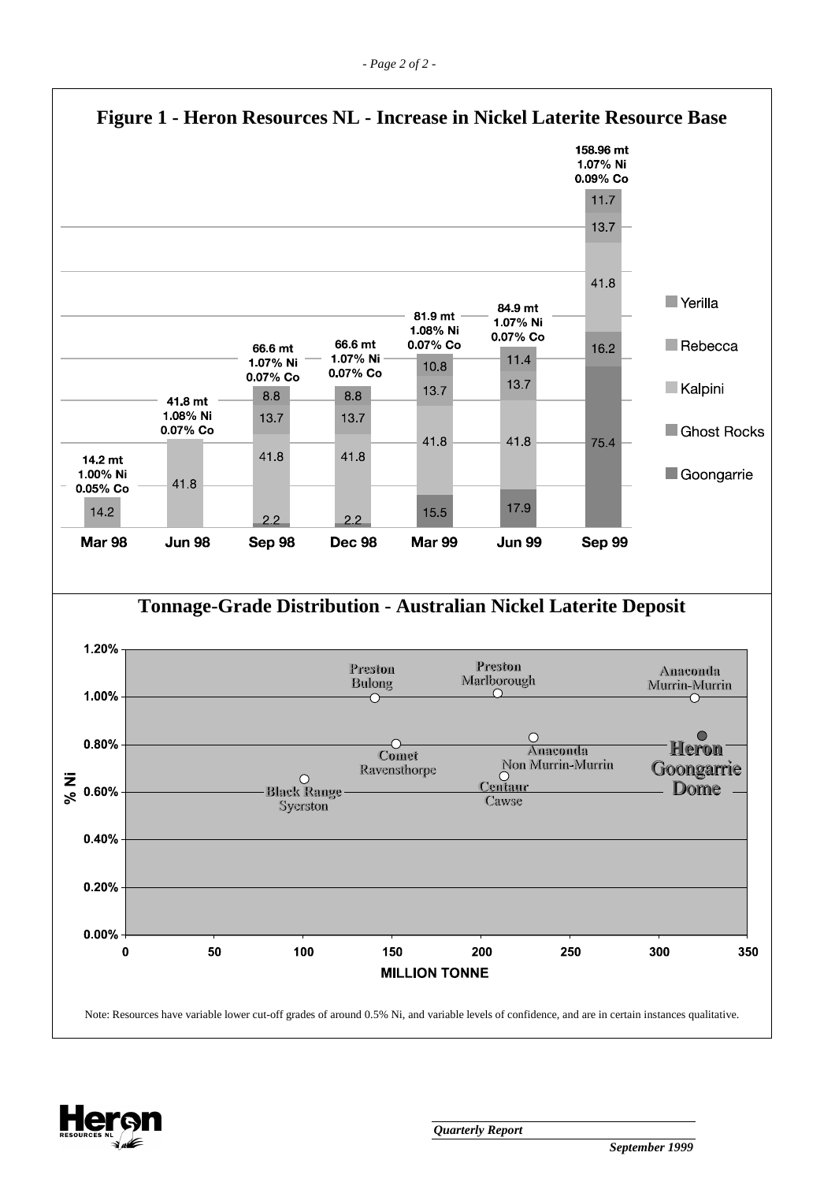## Figure 1 - Heron Resources NL - Increase in Nickel Laterite Resource Base

| | Mar 98 | Jun 98 | Sep 98 | Dec 98 | Mar 99 | Jun 99 | Sep 99 |
|---|---|---|---|---|---|---|---|
| Total | 14.2 mt 1.00% Ni 0.05% Co | 41.8 mt 1.08% Ni 0.07% Co | 66.6 mt 1.07% Ni 0.07% Co | 66.6 mt 1.07% Ni 0.07% Co | 81.9 mt 1.08% Ni 0.07% Co | 84.9 mt 1.07% Ni 0.07% Co | 158.96 mt 1.07% Ni 0.09% Co |
| Yerilla | | | | | | | 11.7 |
| Rebecca | | | 8.8 | 8.8 | 10.8 | 11.4 | 13.7 |
| Kalpini | | 41.8 | 13.7 | 13.7 | 13.7 | 13.7 | 41.8 |
| Ghost Rocks | 14.2 | | 41.8 | 41.8 | 41.8 | 41.8 | 16.2 |
| Goongarrie | | | 2.2 | 2.2 | 15.5 | 17.9 | 75.4 |

## Tonnage-Grade Distribution - Australian Nickel Laterite Deposit

| Deposit | Million Tonne (approx.) | % Ni (approx.) |
|---|---|---|
| Preston Bulong | 140 | 1.00% |
| Preston Marlborough | 210 | 1.01% |
| Anaconda Murrin-Murrin | 320 | 1.00% |
| Comet Ravensthorpe | 152 | 0.80% |
| Anaconda Non Murrin-Murrin | 230 | 0.83% |
| Heron Goongarrie Dome | 324 | 0.84% |
| Black Range Syerston | 100 | 0.65% |
| Centaur Cawse | 213 | 0.67% |

Note: Resources have variable lower cut-off grades of around 0.5% Ni, and variable levels of confidence, and are in certain instances qualitative.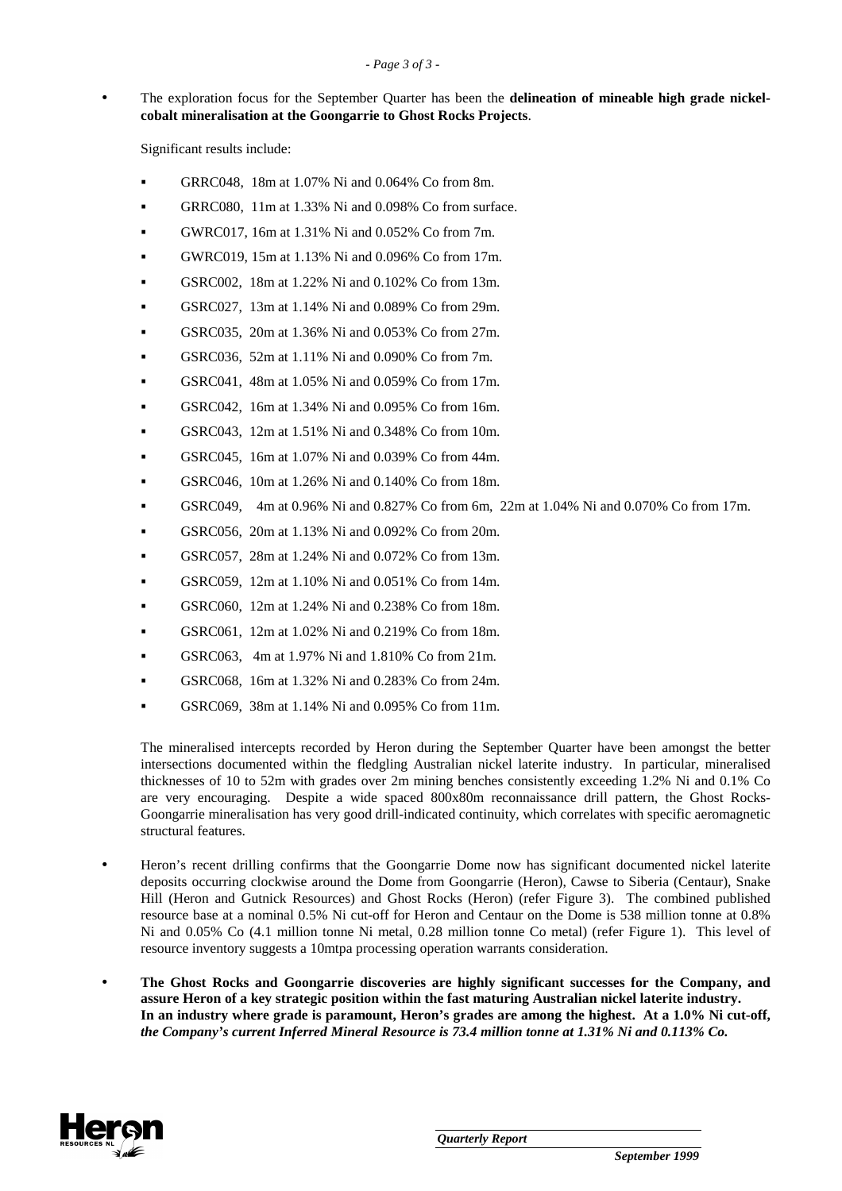- The exploration focus for the September Quarter has been the **delineation of mineable high grade nickel-cobalt mineralisation at the Goongarrie to Ghost Rocks Projects**.

  Significant results include:

  - GRRC048, 18m at 1.07% Ni and 0.064% Co from 8m.
  - GRRC080, 11m at 1.33% Ni and 0.098% Co from surface.
  - GWRC017, 16m at 1.31% Ni and 0.052% Co from 7m.
  - GWRC019, 15m at 1.13% Ni and 0.096% Co from 17m.
  - GSRC002, 18m at 1.22% Ni and 0.102% Co from 13m.
  - GSRC027, 13m at 1.14% Ni and 0.089% Co from 29m.
  - GSRC035, 20m at 1.36% Ni and 0.053% Co from 27m.
  - GSRC036, 52m at 1.11% Ni and 0.090% Co from 7m.
  - GSRC041, 48m at 1.05% Ni and 0.059% Co from 17m.
  - GSRC042, 16m at 1.34% Ni and 0.095% Co from 16m.
  - GSRC043, 12m at 1.51% Ni and 0.348% Co from 10m.
  - GSRC045, 16m at 1.07% Ni and 0.039% Co from 44m.
  - GSRC046, 10m at 1.26% Ni and 0.140% Co from 18m.
  - GSRC049, 4m at 0.96% Ni and 0.827% Co from 6m, 22m at 1.04% Ni and 0.070% Co from 17m.
  - GSRC056, 20m at 1.13% Ni and 0.092% Co from 20m.
  - GSRC057, 28m at 1.24% Ni and 0.072% Co from 13m.
  - GSRC059, 12m at 1.10% Ni and 0.051% Co from 14m.
  - GSRC060, 12m at 1.24% Ni and 0.238% Co from 18m.
  - GSRC061, 12m at 1.02% Ni and 0.219% Co from 18m.
  - GSRC063, 4m at 1.97% Ni and 1.810% Co from 21m.
  - GSRC068, 16m at 1.32% Ni and 0.283% Co from 24m.
  - GSRC069, 38m at 1.14% Ni and 0.095% Co from 11m.

  The mineralised intercepts recorded by Heron during the September Quarter have been amongst the better intersections documented within the fledgling Australian nickel laterite industry. In particular, mineralised thicknesses of 10 to 52m with grades over 2m mining benches consistently exceeding 1.2% Ni and 0.1% Co are very encouraging. Despite a wide spaced 800x80m reconnaissance drill pattern, the Ghost Rocks-Goongarrie mineralisation has very good drill-indicated continuity, which correlates with specific aeromagnetic structural features.

- Heron's recent drilling confirms that the Goongarrie Dome now has significant documented nickel laterite deposits occurring clockwise around the Dome from Goongarrie (Heron), Cawse to Siberia (Centaur), Snake Hill (Heron and Gutnick Resources) and Ghost Rocks (Heron) (refer Figure 3). The combined published resource base at a nominal 0.5% Ni cut-off for Heron and Centaur on the Dome is 538 million tonne at 0.8% Ni and 0.05% Co (4.1 million tonne Ni metal, 0.28 million tonne Co metal) (refer Figure 1). This level of resource inventory suggests a 10mtpa processing operation warrants consideration.

- **The Ghost Rocks and Goongarrie discoveries are highly significant successes for the Company, and assure Heron of a key strategic position within the fast maturing Australian nickel laterite industry. In an industry where grade is paramount, Heron's grades are among the highest. At a 1.0% Ni cut-off, *the Company's current Inferred Mineral Resource is 73.4 million tonne at 1.31% Ni and 0.113% Co.***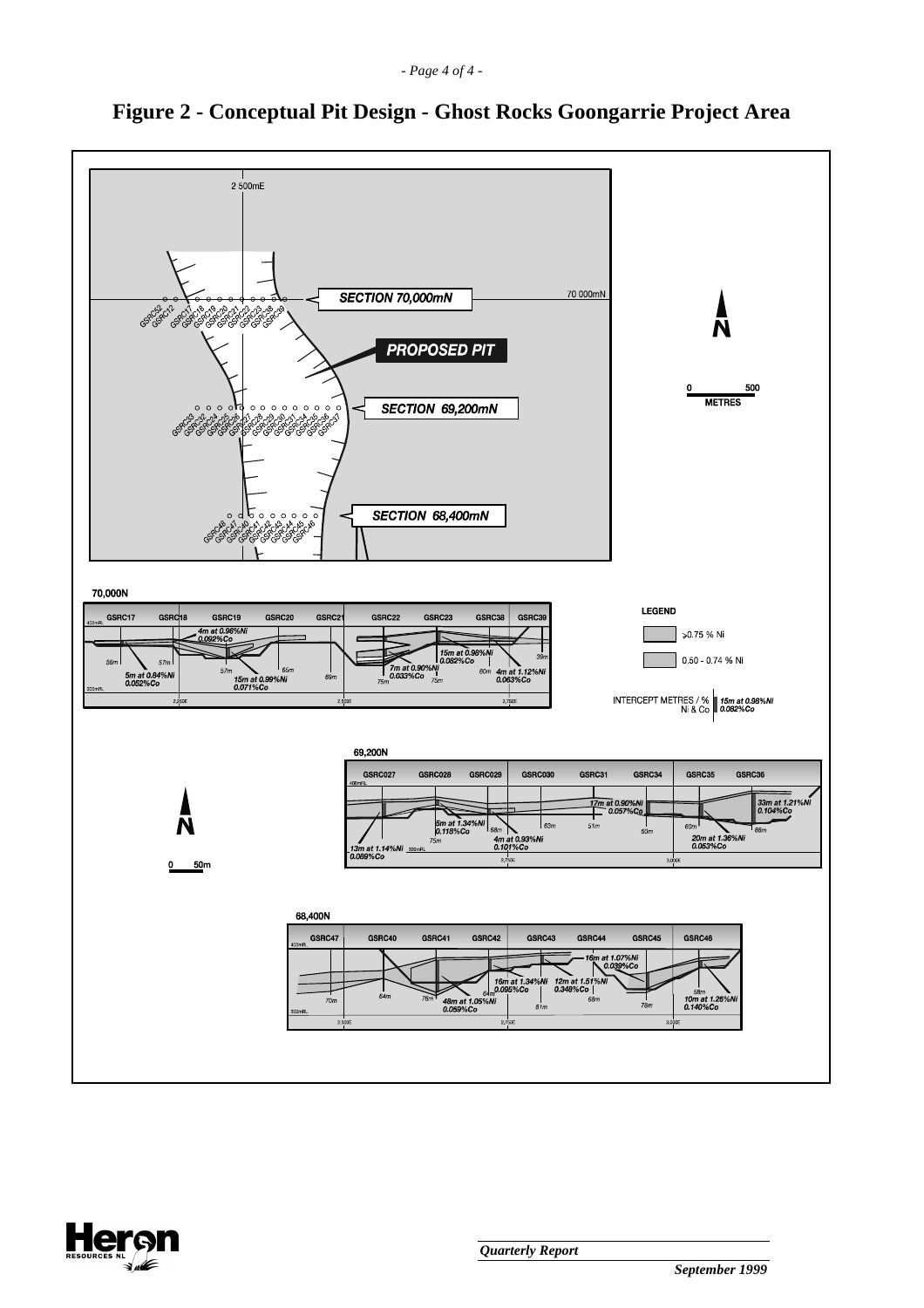# Figure 2 - Conceptual Pit Design - Ghost Rocks Goongarrie Project Area

2 500mE

SECTION 70,000mN

70 000mN

PROPOSED PIT

SECTION 69,200mN

SECTION 68,400mN

0 500 METRES

GSRC52 GSRC12 GSRC17 GSRC18 GSRC19 GSRC20 GSRC21 GSRC22 GSRC23 GSRC38 GSRC39

GSRC33 GSRC32 GSRC34 GSRC25 GSRC26 GSRC27 GSRC28 GSRC29 GSRC30 GSRC31 GSRC34 GSRC35 GSRC36 GSRC37

GSRC48 GSRC47 GSRC40 GSRC41 GSRC42 GSRC43 GSRC44 GSRC45 GSRC46

**70,000N**

GSRC17 GSRC18 GSRC19 GSRC20 GSRC21 GSRC22 GSRC23 GSRC38 GSRC39

4m at 0.96%Ni 0.092%Co

15m at 0.98%Ni 0.082%Co

7m at 0.90%Ni 0.033%Co

4m at 1.12%Ni 0.063%Co

5m at 0.84%Ni 0.052%Co

15m at 0.99%Ni 0.071%Co

**LEGEND**

>0.75 % Ni

0.50 - 0.74 % Ni

INTERCEPT METRES / % Ni & Co — 15m at 0.98%Ni 0.082%Co

**69,200N**

GSRC027 GSRC028 GSRC029 GSRC030 GSRC31 GSRC34 GSRC35 GSRC36

17m at 0.90%Ni 0.057%Co

33m at 1.21%Ni 0.104%Co

5m at 1.34%Ni 0.118%Co

4m at 0.93%Ni 0.101%Co

20m at 1.36%Ni 0.053%Co

13m at 1.14%Ni 0.089%Co

0 50m

**68,400N**

GSRC47 GSRC40 GSRC41 GSRC42 GSRC43 GSRC44 GSRC45 GSRC46

16m at 1.07%Ni 0.039%Co

16m at 1.34%Ni 0.095%Co

12m at 1.51%Ni 0.348%Co

48m at 1.05%Ni 0.050%Co

10m at 1.26%Ni 0.140%Co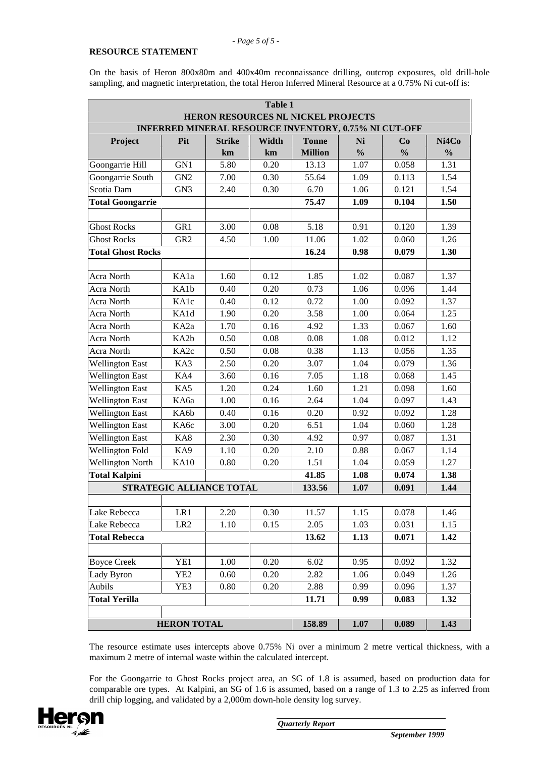## RESOURCE STATEMENT

On the basis of Heron 800x80m and 400x40m reconnaissance drilling, outcrop exposures, old drill-hole sampling, and magnetic interpretation, the total Heron Inferred Mineral Resource at a 0.75% Ni cut-off is:

**Table 1**
**HERON RESOURCES NL NICKEL PROJECTS**
**INFERRED MINERAL RESOURCE INVENTORY, 0.75% NI CUT-OFF**

| Project | Pit | Strike km | Width km | Tonne Million | Ni % | Co % | Ni4Co % |
|---|---|---|---|---|---|---|---|
| Goongarrie Hill | GN1 | 5.80 | 0.20 | 13.13 | 1.07 | 0.058 | 1.31 |
| Goongarrie South | GN2 | 7.00 | 0.30 | 55.64 | 1.09 | 0.113 | 1.54 |
| Scotia Dam | GN3 | 2.40 | 0.30 | 6.70 | 1.06 | 0.121 | 1.54 |
| **Total Goongarrie** | | | | **75.47** | **1.09** | **0.104** | **1.50** |
| | | | | | | | |
| Ghost Rocks | GR1 | 3.00 | 0.08 | 5.18 | 0.91 | 0.120 | 1.39 |
| Ghost Rocks | GR2 | 4.50 | 1.00 | 11.06 | 1.02 | 0.060 | 1.26 |
| **Total Ghost Rocks** | | | | **16.24** | **0.98** | **0.079** | **1.30** |
| | | | | | | | |
| Acra North | KA1a | 1.60 | 0.12 | 1.85 | 1.02 | 0.087 | 1.37 |
| Acra North | KA1b | 0.40 | 0.20 | 0.73 | 1.06 | 0.096 | 1.44 |
| Acra North | KA1c | 0.40 | 0.12 | 0.72 | 1.00 | 0.092 | 1.37 |
| Acra North | KA1d | 1.90 | 0.20 | 3.58 | 1.00 | 0.064 | 1.25 |
| Acra North | KA2a | 1.70 | 0.16 | 4.92 | 1.33 | 0.067 | 1.60 |
| Acra North | KA2b | 0.50 | 0.08 | 0.08 | 1.08 | 0.012 | 1.12 |
| Acra North | KA2c | 0.50 | 0.08 | 0.38 | 1.13 | 0.056 | 1.35 |
| Wellington East | KA3 | 2.50 | 0.20 | 3.07 | 1.04 | 0.079 | 1.36 |
| Wellington East | KA4 | 3.60 | 0.16 | 7.05 | 1.18 | 0.068 | 1.45 |
| Wellington East | KA5 | 1.20 | 0.24 | 1.60 | 1.21 | 0.098 | 1.60 |
| Wellington East | KA6a | 1.00 | 0.16 | 2.64 | 1.04 | 0.097 | 1.43 |
| Wellington East | KA6b | 0.40 | 0.16 | 0.20 | 0.92 | 0.092 | 1.28 |
| Wellington East | KA6c | 3.00 | 0.20 | 6.51 | 1.04 | 0.060 | 1.28 |
| Wellington East | KA8 | 2.30 | 0.30 | 4.92 | 0.97 | 0.087 | 1.31 |
| Wellington Fold | KA9 | 1.10 | 0.20 | 2.10 | 0.88 | 0.067 | 1.14 |
| Wellington North | KA10 | 0.80 | 0.20 | 1.51 | 1.04 | 0.059 | 1.27 |
| **Total Kalpini** | | | | **41.85** | **1.08** | **0.074** | **1.38** |
| **STRATEGIC ALLIANCE TOTAL** | | | | **133.56** | **1.07** | **0.091** | **1.44** |
| | | | | | | | |
| Lake Rebecca | LR1 | 2.20 | 0.30 | 11.57 | 1.15 | 0.078 | 1.46 |
| Lake Rebecca | LR2 | 1.10 | 0.15 | 2.05 | 1.03 | 0.031 | 1.15 |
| **Total Rebecca** | | | | **13.62** | **1.13** | **0.071** | **1.42** |
| | | | | | | | |
| Boyce Creek | YE1 | 1.00 | 0.20 | 6.02 | 0.95 | 0.092 | 1.32 |
| Lady Byron | YE2 | 0.60 | 0.20 | 2.82 | 1.06 | 0.049 | 1.26 |
| Aubils | YE3 | 0.80 | 0.20 | 2.88 | 0.99 | 0.096 | 1.37 |
| **Total Yerilla** | | | | **11.71** | **0.99** | **0.083** | **1.32** |
| | | | | | | | |
| **HERON TOTAL** | | | | **158.89** | **1.07** | **0.089** | **1.43** |

The resource estimate uses intercepts above 0.75% Ni over a minimum 2 metre vertical thickness, with a maximum 2 metre of internal waste within the calculated intercept.

For the Goongarrie to Ghost Rocks project area, an SG of 1.8 is assumed, based on production data for comparable ore types. At Kalpini, an SG of 1.6 is assumed, based on a range of 1.3 to 2.25 as inferred from drill chip logging, and validated by a 2,000m down-hole density log survey.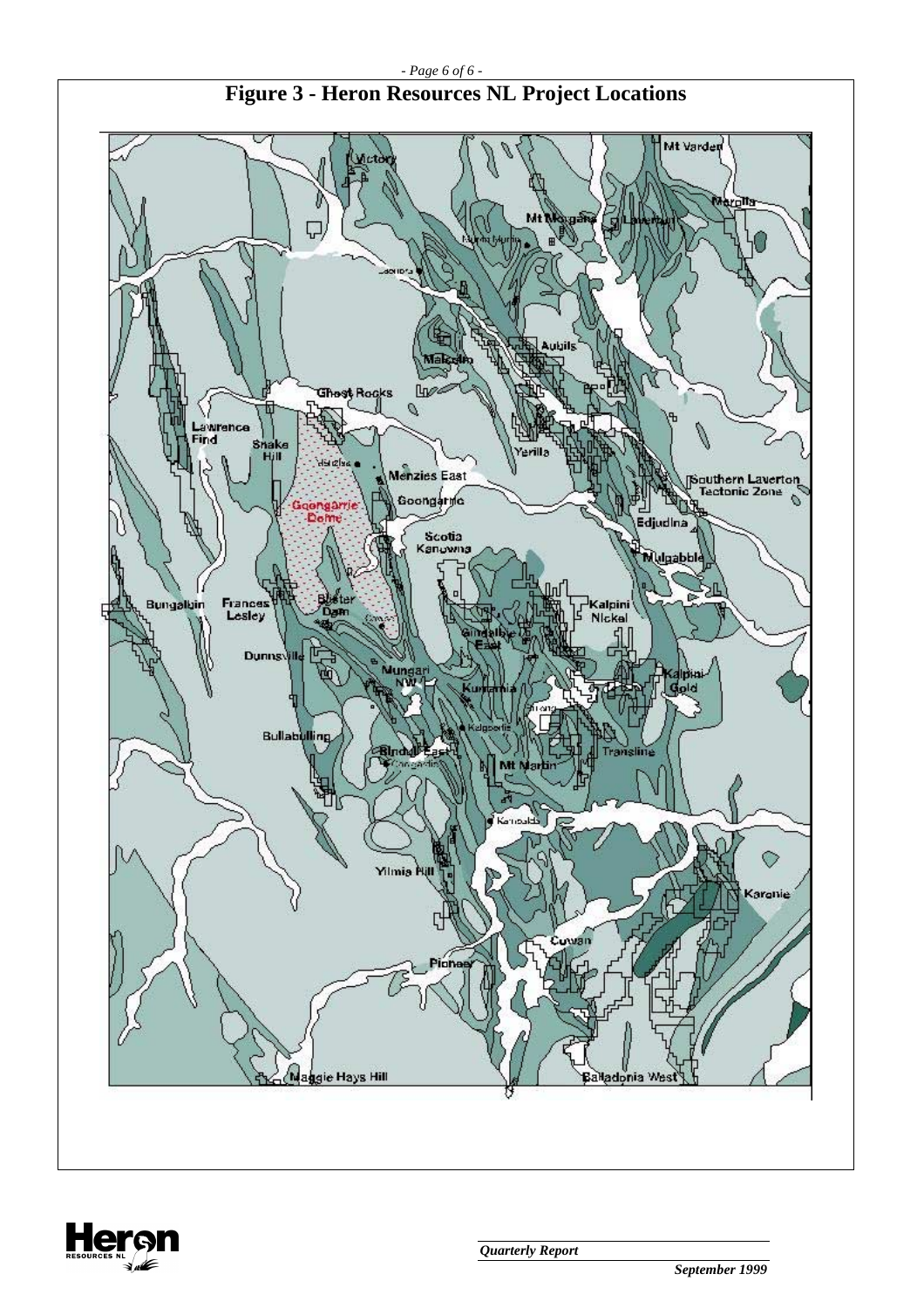# Figure 3 - Heron Resources NL Project Locations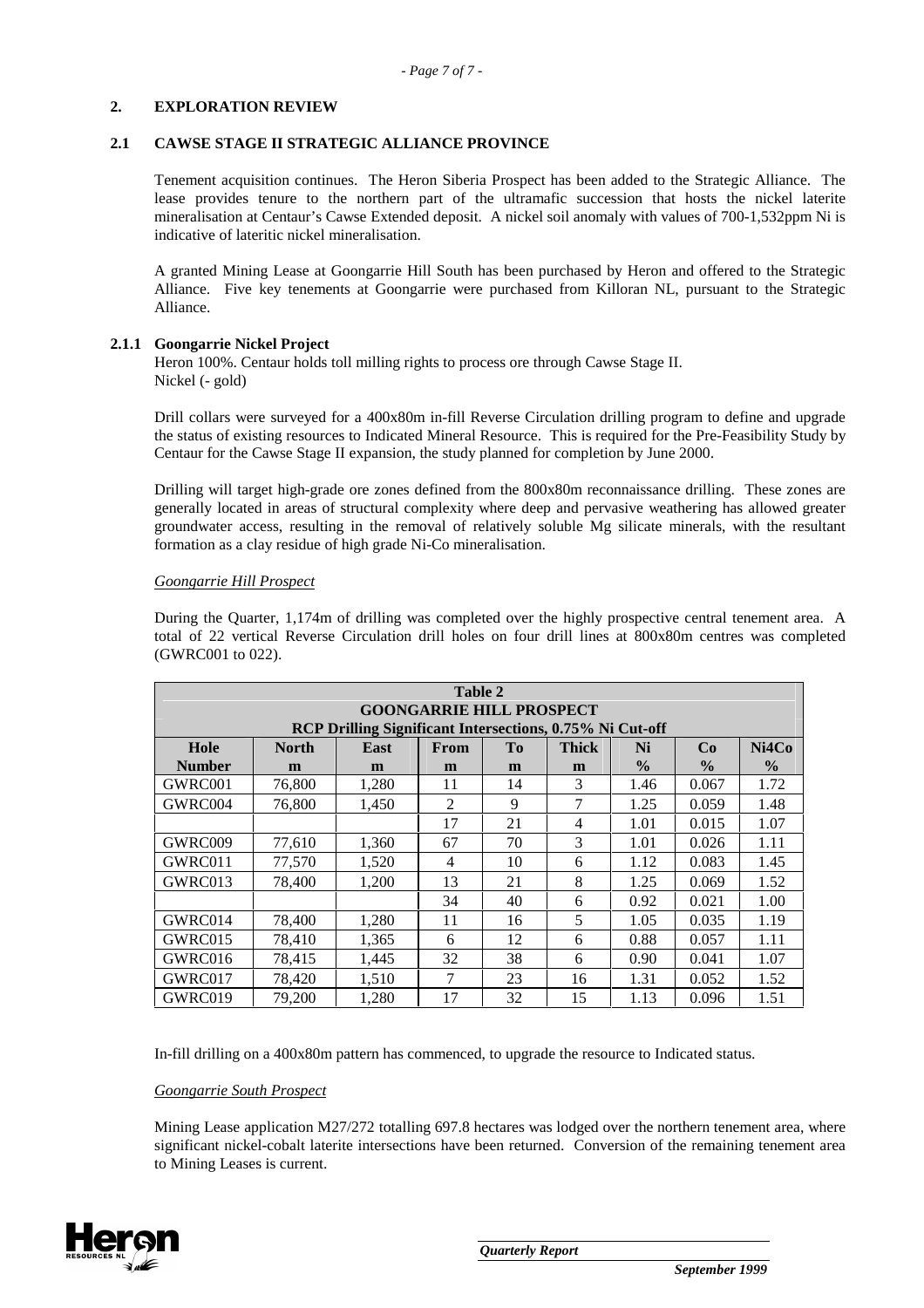## 2. EXPLORATION REVIEW

### 2.1 CAWSE STAGE II STRATEGIC ALLIANCE PROVINCE

Tenement acquisition continues. The Heron Siberia Prospect has been added to the Strategic Alliance. The lease provides tenure to the northern part of the ultramafic succession that hosts the nickel laterite mineralisation at Centaur's Cawse Extended deposit. A nickel soil anomaly with values of 700-1,532ppm Ni is indicative of lateritic nickel mineralisation.

A granted Mining Lease at Goongarrie Hill South has been purchased by Heron and offered to the Strategic Alliance. Five key tenements at Goongarrie were purchased from Killoran NL, pursuant to the Strategic Alliance.

#### 2.1.1 Goongarrie Nickel Project

Heron 100%. Centaur holds toll milling rights to process ore through Cawse Stage II.
Nickel (- gold)

Drill collars were surveyed for a 400x80m in-fill Reverse Circulation drilling program to define and upgrade the status of existing resources to Indicated Mineral Resource. This is required for the Pre-Feasibility Study by Centaur for the Cawse Stage II expansion, the study planned for completion by June 2000.

Drilling will target high-grade ore zones defined from the 800x80m reconnaissance drilling. These zones are generally located in areas of structural complexity where deep and pervasive weathering has allowed greater groundwater access, resulting in the removal of relatively soluble Mg silicate minerals, with the resultant formation as a clay residue of high grade Ni-Co mineralisation.

*Goongarrie Hill Prospect*

During the Quarter, 1,174m of drilling was completed over the highly prospective central tenement area. A total of 22 vertical Reverse Circulation drill holes on four drill lines at 800x80m centres was completed (GWRC001 to 022).

**Table 2**
**GOONGARRIE HILL PROSPECT**
**RCP Drilling Significant Intersections, 0.75% Ni Cut-off**

| Hole Number | North m | East m | From m | To m | Thick m | Ni % | Co % | Ni4Co % |
|---|---|---|---|---|---|---|---|---|
| GWRC001 | 76,800 | 1,280 | 11 | 14 | 3 | 1.46 | 0.067 | 1.72 |
| GWRC004 | 76,800 | 1,450 | 2 | 9 | 7 | 1.25 | 0.059 | 1.48 |
| | | | 17 | 21 | 4 | 1.01 | 0.015 | 1.07 |
| GWRC009 | 77,610 | 1,360 | 67 | 70 | 3 | 1.01 | 0.026 | 1.11 |
| GWRC011 | 77,570 | 1,520 | 4 | 10 | 6 | 1.12 | 0.083 | 1.45 |
| GWRC013 | 78,400 | 1,200 | 13 | 21 | 8 | 1.25 | 0.069 | 1.52 |
| | | | 34 | 40 | 6 | 0.92 | 0.021 | 1.00 |
| GWRC014 | 78,400 | 1,280 | 11 | 16 | 5 | 1.05 | 0.035 | 1.19 |
| GWRC015 | 78,410 | 1,365 | 6 | 12 | 6 | 0.88 | 0.057 | 1.11 |
| GWRC016 | 78,415 | 1,445 | 32 | 38 | 6 | 0.90 | 0.041 | 1.07 |
| GWRC017 | 78,420 | 1,510 | 7 | 23 | 16 | 1.31 | 0.052 | 1.52 |
| GWRC019 | 79,200 | 1,280 | 17 | 32 | 15 | 1.13 | 0.096 | 1.51 |

In-fill drilling on a 400x80m pattern has commenced, to upgrade the resource to Indicated status.

*Goongarrie South Prospect*

Mining Lease application M27/272 totalling 697.8 hectares was lodged over the northern tenement area, where significant nickel-cobalt laterite intersections have been returned. Conversion of the remaining tenement area to Mining Leases is current.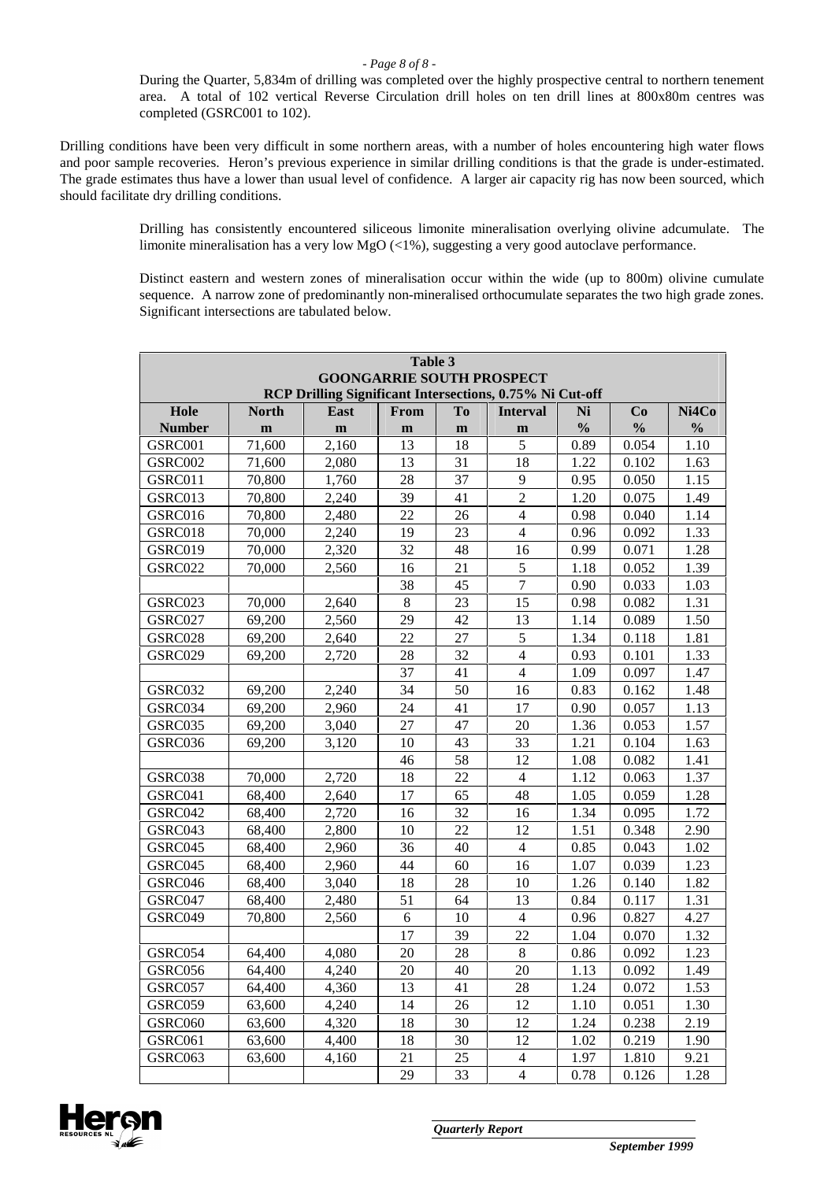During the Quarter, 5,834m of drilling was completed over the highly prospective central to northern tenement area. A total of 102 vertical Reverse Circulation drill holes on ten drill lines at 800x80m centres was completed (GSRC001 to 102).

Drilling conditions have been very difficult in some northern areas, with a number of holes encountering high water flows and poor sample recoveries. Heron's previous experience in similar drilling conditions is that the grade is under-estimated. The grade estimates thus have a lower than usual level of confidence. A larger air capacity rig has now been sourced, which should facilitate dry drilling conditions.

Drilling has consistently encountered siliceous limonite mineralisation overlying olivine adcumulate. The limonite mineralisation has a very low MgO (<1%), suggesting a very good autoclave performance.

Distinct eastern and western zones of mineralisation occur within the wide (up to 800m) olivine cumulate sequence. A narrow zone of predominantly non-mineralised orthocumulate separates the two high grade zones. Significant intersections are tabulated below.

**Table 3**
**GOONGARRIE SOUTH PROSPECT**
**RCP Drilling Significant Intersections, 0.75% Ni Cut-off**

| Hole Number | North m | East m | From m | To m | Interval m | Ni % | Co % | Ni4Co % |
|---|---|---|---|---|---|---|---|---|
| GSRC001 | 71,600 | 2,160 | 13 | 18 | 5 | 0.89 | 0.054 | 1.10 |
| GSRC002 | 71,600 | 2,080 | 13 | 31 | 18 | 1.22 | 0.102 | 1.63 |
| GSRC011 | 70,800 | 1,760 | 28 | 37 | 9 | 0.95 | 0.050 | 1.15 |
| GSRC013 | 70,800 | 2,240 | 39 | 41 | 2 | 1.20 | 0.075 | 1.49 |
| GSRC016 | 70,800 | 2,480 | 22 | 26 | 4 | 0.98 | 0.040 | 1.14 |
| GSRC018 | 70,000 | 2,240 | 19 | 23 | 4 | 0.96 | 0.092 | 1.33 |
| GSRC019 | 70,000 | 2,320 | 32 | 48 | 16 | 0.99 | 0.071 | 1.28 |
| GSRC022 | 70,000 | 2,560 | 16 | 21 | 5 | 1.18 | 0.052 | 1.39 |
| | | | 38 | 45 | 7 | 0.90 | 0.033 | 1.03 |
| GSRC023 | 70,000 | 2,640 | 8 | 23 | 15 | 0.98 | 0.082 | 1.31 |
| GSRC027 | 69,200 | 2,560 | 29 | 42 | 13 | 1.14 | 0.089 | 1.50 |
| GSRC028 | 69,200 | 2,640 | 22 | 27 | 5 | 1.34 | 0.118 | 1.81 |
| GSRC029 | 69,200 | 2,720 | 28 | 32 | 4 | 0.93 | 0.101 | 1.33 |
| | | | 37 | 41 | 4 | 1.09 | 0.097 | 1.47 |
| GSRC032 | 69,200 | 2,240 | 34 | 50 | 16 | 0.83 | 0.162 | 1.48 |
| GSRC034 | 69,200 | 2,960 | 24 | 41 | 17 | 0.90 | 0.057 | 1.13 |
| GSRC035 | 69,200 | 3,040 | 27 | 47 | 20 | 1.36 | 0.053 | 1.57 |
| GSRC036 | 69,200 | 3,120 | 10 | 43 | 33 | 1.21 | 0.104 | 1.63 |
| | | | 46 | 58 | 12 | 1.08 | 0.082 | 1.41 |
| GSRC038 | 70,000 | 2,720 | 18 | 22 | 4 | 1.12 | 0.063 | 1.37 |
| GSRC041 | 68,400 | 2,640 | 17 | 65 | 48 | 1.05 | 0.059 | 1.28 |
| GSRC042 | 68,400 | 2,720 | 16 | 32 | 16 | 1.34 | 0.095 | 1.72 |
| GSRC043 | 68,400 | 2,800 | 10 | 22 | 12 | 1.51 | 0.348 | 2.90 |
| GSRC045 | 68,400 | 2,960 | 36 | 40 | 4 | 0.85 | 0.043 | 1.02 |
| GSRC045 | 68,400 | 2,960 | 44 | 60 | 16 | 1.07 | 0.039 | 1.23 |
| GSRC046 | 68,400 | 3,040 | 18 | 28 | 10 | 1.26 | 0.140 | 1.82 |
| GSRC047 | 68,400 | 2,480 | 51 | 64 | 13 | 0.84 | 0.117 | 1.31 |
| GSRC049 | 70,800 | 2,560 | 6 | 10 | 4 | 0.96 | 0.827 | 4.27 |
| | | | 17 | 39 | 22 | 1.04 | 0.070 | 1.32 |
| GSRC054 | 64,400 | 4,080 | 20 | 28 | 8 | 0.86 | 0.092 | 1.23 |
| GSRC056 | 64,400 | 4,240 | 20 | 40 | 20 | 1.13 | 0.092 | 1.49 |
| GSRC057 | 64,400 | 4,360 | 13 | 41 | 28 | 1.24 | 0.072 | 1.53 |
| GSRC059 | 63,600 | 4,240 | 14 | 26 | 12 | 1.10 | 0.051 | 1.30 |
| GSRC060 | 63,600 | 4,320 | 18 | 30 | 12 | 1.24 | 0.238 | 2.19 |
| GSRC061 | 63,600 | 4,400 | 18 | 30 | 12 | 1.02 | 0.219 | 1.90 |
| GSRC063 | 63,600 | 4,160 | 21 | 25 | 4 | 1.97 | 1.810 | 9.21 |
| | | | 29 | 33 | 4 | 0.78 | 0.126 | 1.28 |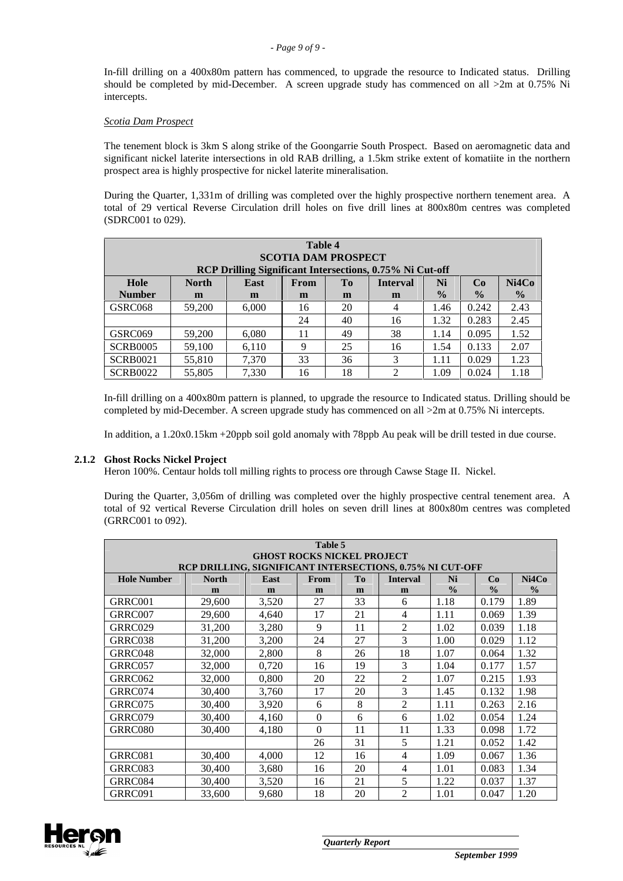In-fill drilling on a 400x80m pattern has commenced, to upgrade the resource to Indicated status. Drilling should be completed by mid-December. A screen upgrade study has commenced on all >2m at 0.75% Ni intercepts.

*Scotia Dam Prospect*

The tenement block is 3km S along strike of the Goongarrie South Prospect. Based on aeromagnetic data and significant nickel laterite intersections in old RAB drilling, a 1.5km strike extent of komatiite in the northern prospect area is highly prospective for nickel laterite mineralisation.

During the Quarter, 1,331m of drilling was completed over the highly prospective northern tenement area. A total of 29 vertical Reverse Circulation drill holes on five drill lines at 800x80m centres was completed (SDRC001 to 029).

**Table 4**
**SCOTIA DAM PROSPECT**
**RCP Drilling Significant Intersections, 0.75% Ni Cut-off**

| Hole Number | North m | East m | From m | To m | Interval m | Ni % | Co % | Ni4Co % |
|---|---|---|---|---|---|---|---|---|
| GSRC068 | 59,200 | 6,000 | 16 | 20 | 4 | 1.46 | 0.242 | 2.43 |
| | | | 24 | 40 | 16 | 1.32 | 0.283 | 2.45 |
| GSRC069 | 59,200 | 6,080 | 11 | 49 | 38 | 1.14 | 0.095 | 1.52 |
| SCRB0005 | 59,100 | 6,110 | 9 | 25 | 16 | 1.54 | 0.133 | 2.07 |
| SCRB0021 | 55,810 | 7,370 | 33 | 36 | 3 | 1.11 | 0.029 | 1.23 |
| SCRB0022 | 55,805 | 7,330 | 16 | 18 | 2 | 1.09 | 0.024 | 1.18 |

In-fill drilling on a 400x80m pattern is planned, to upgrade the resource to Indicated status. Drilling should be completed by mid-December. A screen upgrade study has commenced on all >2m at 0.75% Ni intercepts.

In addition, a 1.20x0.15km +20ppb soil gold anomaly with 78ppb Au peak will be drill tested in due course.

### 2.1.2 Ghost Rocks Nickel Project

Heron 100%. Centaur holds toll milling rights to process ore through Cawse Stage II. Nickel.

During the Quarter, 3,056m of drilling was completed over the highly prospective central tenement area. A total of 92 vertical Reverse Circulation drill holes on seven drill lines at 800x80m centres was completed (GRRC001 to 092).

**Table 5**
**GHOST ROCKS NICKEL PROJECT**
**RCP DRILLING, SIGNIFICANT INTERSECTIONS, 0.75% NI CUT-OFF**

| Hole Number | North m | East m | From m | To m | Interval m | Ni % | Co % | Ni4Co % |
|---|---|---|---|---|---|---|---|---|
| GRRC001 | 29,600 | 3,520 | 27 | 33 | 6 | 1.18 | 0.179 | 1.89 |
| GRRC007 | 29,600 | 4,640 | 17 | 21 | 4 | 1.11 | 0.069 | 1.39 |
| GRRC029 | 31,200 | 3,280 | 9 | 11 | 2 | 1.02 | 0.039 | 1.18 |
| GRRC038 | 31,200 | 3,200 | 24 | 27 | 3 | 1.00 | 0.029 | 1.12 |
| GRRC048 | 32,000 | 2,800 | 8 | 26 | 18 | 1.07 | 0.064 | 1.32 |
| GRRC057 | 32,000 | 0,720 | 16 | 19 | 3 | 1.04 | 0.177 | 1.57 |
| GRRC062 | 32,000 | 0,800 | 20 | 22 | 2 | 1.07 | 0.215 | 1.93 |
| GRRC074 | 30,400 | 3,760 | 17 | 20 | 3 | 1.45 | 0.132 | 1.98 |
| GRRC075 | 30,400 | 3,920 | 6 | 8 | 2 | 1.11 | 0.263 | 2.16 |
| GRRC079 | 30,400 | 4,160 | 0 | 6 | 6 | 1.02 | 0.054 | 1.24 |
| GRRC080 | 30,400 | 4,180 | 0 | 11 | 11 | 1.33 | 0.098 | 1.72 |
| | | | 26 | 31 | 5 | 1.21 | 0.052 | 1.42 |
| GRRC081 | 30,400 | 4,000 | 12 | 16 | 4 | 1.09 | 0.067 | 1.36 |
| GRRC083 | 30,400 | 3,680 | 16 | 20 | 4 | 1.01 | 0.083 | 1.34 |
| GRRC084 | 30,400 | 3,520 | 16 | 21 | 5 | 1.22 | 0.037 | 1.37 |
| GRRC091 | 33,600 | 9,680 | 18 | 20 | 2 | 1.01 | 0.047 | 1.20 |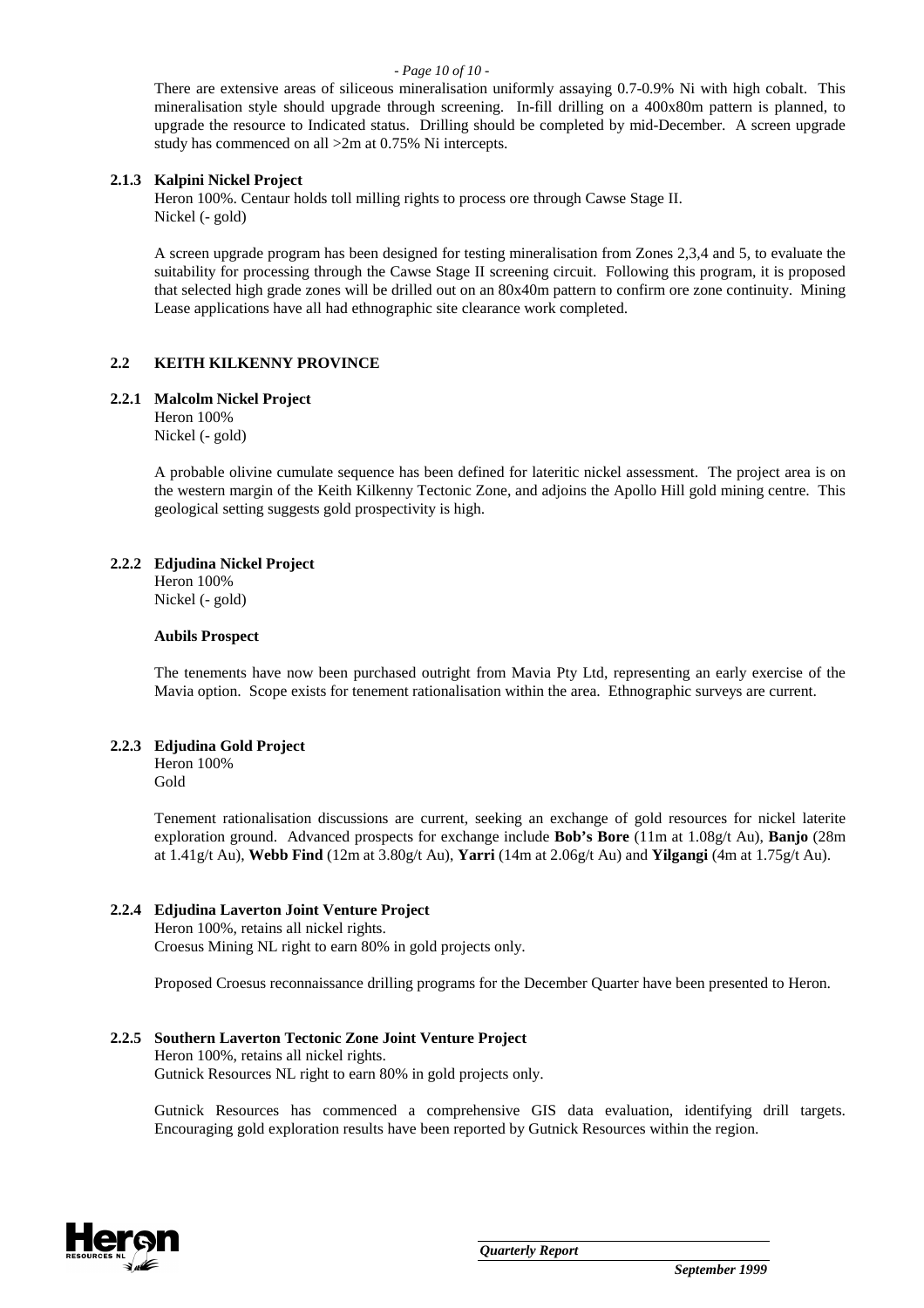There are extensive areas of siliceous mineralisation uniformly assaying 0.7-0.9% Ni with high cobalt. This mineralisation style should upgrade through screening. In-fill drilling on a 400x80m pattern is planned, to upgrade the resource to Indicated status. Drilling should be completed by mid-December. A screen upgrade study has commenced on all >2m at 0.75% Ni intercepts.

### 2.1.3 Kalpini Nickel Project

Heron 100%. Centaur holds toll milling rights to process ore through Cawse Stage II.
Nickel (- gold)

A screen upgrade program has been designed for testing mineralisation from Zones 2,3,4 and 5, to evaluate the suitability for processing through the Cawse Stage II screening circuit. Following this program, it is proposed that selected high grade zones will be drilled out on an 80x40m pattern to confirm ore zone continuity. Mining Lease applications have all had ethnographic site clearance work completed.

## 2.2 KEITH KILKENNY PROVINCE

### 2.2.1 Malcolm Nickel Project

Heron 100%
Nickel (- gold)

A probable olivine cumulate sequence has been defined for lateritic nickel assessment. The project area is on the western margin of the Keith Kilkenny Tectonic Zone, and adjoins the Apollo Hill gold mining centre. This geological setting suggests gold prospectivity is high.

### 2.2.2 Edjudina Nickel Project

Heron 100%
Nickel (- gold)

**Aubils Prospect**

The tenements have now been purchased outright from Mavia Pty Ltd, representing an early exercise of the Mavia option. Scope exists for tenement rationalisation within the area. Ethnographic surveys are current.

### 2.2.3 Edjudina Gold Project

Heron 100%
Gold

Tenement rationalisation discussions are current, seeking an exchange of gold resources for nickel laterite exploration ground. Advanced prospects for exchange include **Bob's Bore** (11m at 1.08g/t Au), **Banjo** (28m at 1.41g/t Au), **Webb Find** (12m at 3.80g/t Au), **Yarri** (14m at 2.06g/t Au) and **Yilgangi** (4m at 1.75g/t Au).

### 2.2.4 Edjudina Laverton Joint Venture Project

Heron 100%, retains all nickel rights.
Croesus Mining NL right to earn 80% in gold projects only.

Proposed Croesus reconnaissance drilling programs for the December Quarter have been presented to Heron.

### 2.2.5 Southern Laverton Tectonic Zone Joint Venture Project

Heron 100%, retains all nickel rights.
Gutnick Resources NL right to earn 80% in gold projects only.

Gutnick Resources has commenced a comprehensive GIS data evaluation, identifying drill targets. Encouraging gold exploration results have been reported by Gutnick Resources within the region.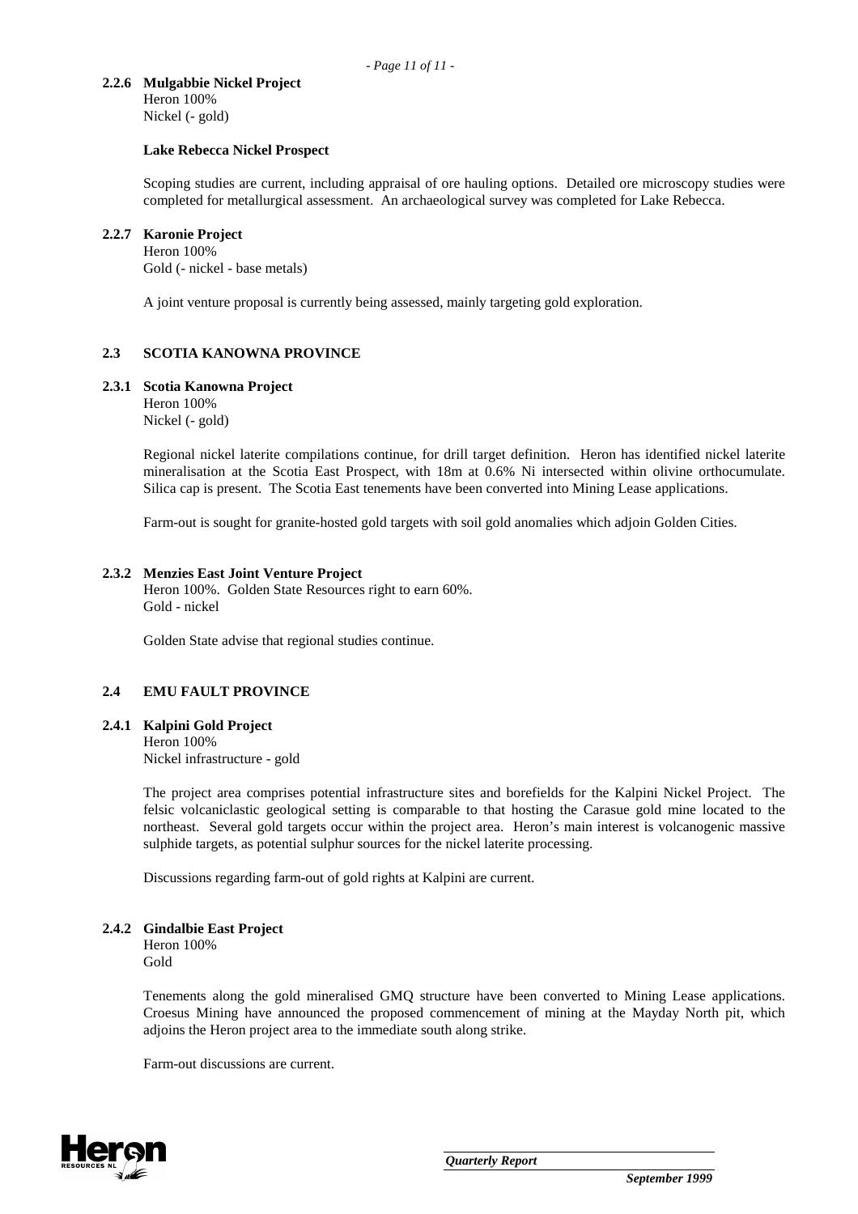### 2.2.6 Mulgabbie Nickel Project

Heron 100%
Nickel (- gold)

**Lake Rebecca Nickel Prospect**

Scoping studies are current, including appraisal of ore hauling options. Detailed ore microscopy studies were completed for metallurgical assessment. An archaeological survey was completed for Lake Rebecca.

### 2.2.7 Karonie Project

Heron 100%
Gold (- nickel - base metals)

A joint venture proposal is currently being assessed, mainly targeting gold exploration.

## 2.3 SCOTIA KANOWNA PROVINCE

### 2.3.1 Scotia Kanowna Project

Heron 100%
Nickel (- gold)

Regional nickel laterite compilations continue, for drill target definition. Heron has identified nickel laterite mineralisation at the Scotia East Prospect, with 18m at 0.6% Ni intersected within olivine orthocumulate. Silica cap is present. The Scotia East tenements have been converted into Mining Lease applications.

Farm-out is sought for granite-hosted gold targets with soil gold anomalies which adjoin Golden Cities.

### 2.3.2 Menzies East Joint Venture Project

Heron 100%. Golden State Resources right to earn 60%.
Gold - nickel

Golden State advise that regional studies continue.

## 2.4 EMU FAULT PROVINCE

### 2.4.1 Kalpini Gold Project

Heron 100%
Nickel infrastructure - gold

The project area comprises potential infrastructure sites and borefields for the Kalpini Nickel Project. The felsic volcaniclastic geological setting is comparable to that hosting the Carasue gold mine located to the northeast. Several gold targets occur within the project area. Heron's main interest is volcanogenic massive sulphide targets, as potential sulphur sources for the nickel laterite processing.

Discussions regarding farm-out of gold rights at Kalpini are current.

### 2.4.2 Gindalbie East Project

Heron 100%
Gold

Tenements along the gold mineralised GMQ structure have been converted to Mining Lease applications. Croesus Mining have announced the proposed commencement of mining at the Mayday North pit, which adjoins the Heron project area to the immediate south along strike.

Farm-out discussions are current.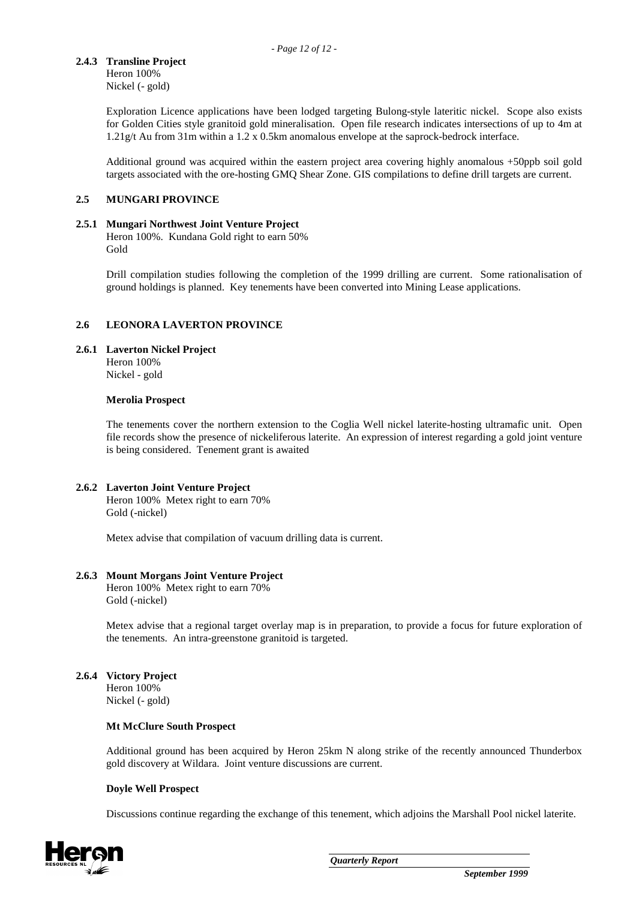### 2.4.3 Transline Project

Heron 100%
Nickel (- gold)

Exploration Licence applications have been lodged targeting Bulong-style lateritic nickel. Scope also exists for Golden Cities style granitoid gold mineralisation. Open file research indicates intersections of up to 4m at 1.21g/t Au from 31m within a 1.2 x 0.5km anomalous envelope at the saprock-bedrock interface.

Additional ground was acquired within the eastern project area covering highly anomalous +50ppb soil gold targets associated with the ore-hosting GMQ Shear Zone. GIS compilations to define drill targets are current.

## 2.5 MUNGARI PROVINCE

### 2.5.1 Mungari Northwest Joint Venture Project

Heron 100%. Kundana Gold right to earn 50%
Gold

Drill compilation studies following the completion of the 1999 drilling are current. Some rationalisation of ground holdings is planned. Key tenements have been converted into Mining Lease applications.

## 2.6 LEONORA LAVERTON PROVINCE

### 2.6.1 Laverton Nickel Project

Heron 100%
Nickel - gold

**Merolia Prospect**

The tenements cover the northern extension to the Coglia Well nickel laterite-hosting ultramafic unit. Open file records show the presence of nickeliferous laterite. An expression of interest regarding a gold joint venture is being considered. Tenement grant is awaited

### 2.6.2 Laverton Joint Venture Project

Heron 100% Metex right to earn 70%
Gold (-nickel)

Metex advise that compilation of vacuum drilling data is current.

### 2.6.3 Mount Morgans Joint Venture Project

Heron 100% Metex right to earn 70%
Gold (-nickel)

Metex advise that a regional target overlay map is in preparation, to provide a focus for future exploration of the tenements. An intra-greenstone granitoid is targeted.

### 2.6.4 Victory Project

Heron 100%
Nickel (- gold)

**Mt McClure South Prospect**

Additional ground has been acquired by Heron 25km N along strike of the recently announced Thunderbox gold discovery at Wildara. Joint venture discussions are current.

**Doyle Well Prospect**

Discussions continue regarding the exchange of this tenement, which adjoins the Marshall Pool nickel laterite.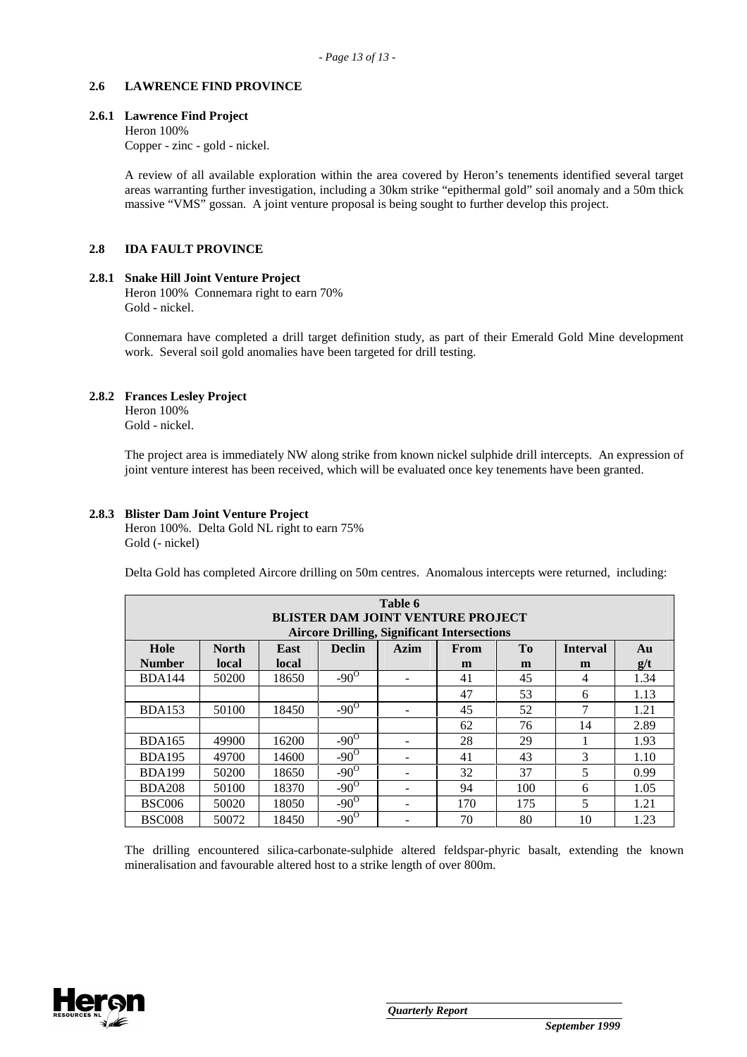### 2.6 LAWRENCE FIND PROVINCE

#### 2.6.1 Lawrence Find Project

Heron 100%
Copper - zinc - gold - nickel.

A review of all available exploration within the area covered by Heron's tenements identified several target areas warranting further investigation, including a 30km strike "epithermal gold" soil anomaly and a 50m thick massive "VMS" gossan. A joint venture proposal is being sought to further develop this project.

### 2.8 IDA FAULT PROVINCE

#### 2.8.1 Snake Hill Joint Venture Project

Heron 100% Connemara right to earn 70%
Gold - nickel.

Connemara have completed a drill target definition study, as part of their Emerald Gold Mine development work. Several soil gold anomalies have been targeted for drill testing.

#### 2.8.2 Frances Lesley Project

Heron 100%
Gold - nickel.

The project area is immediately NW along strike from known nickel sulphide drill intercepts. An expression of joint venture interest has been received, which will be evaluated once key tenements have been granted.

#### 2.8.3 Blister Dam Joint Venture Project

Heron 100%. Delta Gold NL right to earn 75%
Gold (- nickel)

Delta Gold has completed Aircore drilling on 50m centres. Anomalous intercepts were returned, including:

**Table 6**
**BLISTER DAM JOINT VENTURE PROJECT**
**Aircore Drilling, Significant Intersections**

| Hole Number | North local | East local | Declin | Azim | From m | To m | Interval m | Au g/t |
|---|---|---|---|---|---|---|---|---|
| BDA144 | 50200 | 18650 | $-90^{O}$ | - | 41 | 45 | 4 | 1.34 |
| | | | | | 47 | 53 | 6 | 1.13 |
| BDA153 | 50100 | 18450 | $-90^{O}$ | - | 45 | 52 | 7 | 1.21 |
| | | | | | 62 | 76 | 14 | 2.89 |
| BDA165 | 49900 | 16200 | $-90^{O}$ | - | 28 | 29 | 1 | 1.93 |
| BDA195 | 49700 | 14600 | $-90^{O}$ | - | 41 | 43 | 3 | 1.10 |
| BDA199 | 50200 | 18650 | $-90^{O}$ | - | 32 | 37 | 5 | 0.99 |
| BDA208 | 50100 | 18370 | $-90^{O}$ | - | 94 | 100 | 6 | 1.05 |
| BSC006 | 50020 | 18050 | $-90^{O}$ | - | 170 | 175 | 5 | 1.21 |
| BSC008 | 50072 | 18450 | $-90^{O}$ | - | 70 | 80 | 10 | 1.23 |

The drilling encountered silica-carbonate-sulphide altered feldspar-phyric basalt, extending the known mineralisation and favourable altered host to a strike length of over 800m.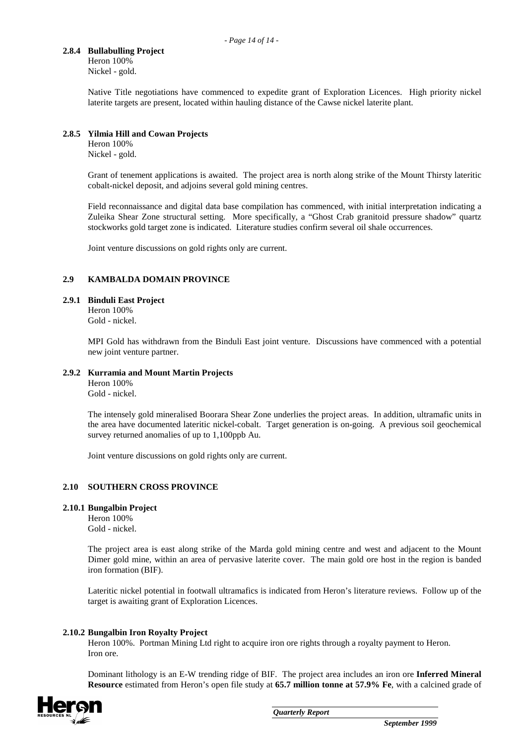#### 2.8.4 Bullabulling Project

Heron 100%
Nickel - gold.

Native Title negotiations have commenced to expedite grant of Exploration Licences. High priority nickel laterite targets are present, located within hauling distance of the Cawse nickel laterite plant.

#### 2.8.5 Yilmia Hill and Cowan Projects

Heron 100%
Nickel - gold.

Grant of tenement applications is awaited. The project area is north along strike of the Mount Thirsty lateritic cobalt-nickel deposit, and adjoins several gold mining centres.

Field reconnaissance and digital data base compilation has commenced, with initial interpretation indicating a Zuleika Shear Zone structural setting. More specifically, a "Ghost Crab granitoid pressure shadow" quartz stockworks gold target zone is indicated. Literature studies confirm several oil shale occurrences.

Joint venture discussions on gold rights only are current.

### 2.9 KAMBALDA DOMAIN PROVINCE

#### 2.9.1 Binduli East Project

Heron 100%
Gold - nickel.

MPI Gold has withdrawn from the Binduli East joint venture. Discussions have commenced with a potential new joint venture partner.

#### 2.9.2 Kurramia and Mount Martin Projects

Heron 100%
Gold - nickel.

The intensely gold mineralised Boorara Shear Zone underlies the project areas. In addition, ultramafic units in the area have documented lateritic nickel-cobalt. Target generation is on-going. A previous soil geochemical survey returned anomalies of up to 1,100ppb Au.

Joint venture discussions on gold rights only are current.

### 2.10 SOUTHERN CROSS PROVINCE

#### 2.10.1 Bungalbin Project

Heron 100%
Gold - nickel.

The project area is east along strike of the Marda gold mining centre and west and adjacent to the Mount Dimer gold mine, within an area of pervasive laterite cover. The main gold ore host in the region is banded iron formation (BIF).

Lateritic nickel potential in footwall ultramafics is indicated from Heron's literature reviews. Follow up of the target is awaiting grant of Exploration Licences.

#### 2.10.2 Bungalbin Iron Royalty Project

Heron 100%. Portman Mining Ltd right to acquire iron ore rights through a royalty payment to Heron.
Iron ore.

Dominant lithology is an E-W trending ridge of BIF. The project area includes an iron ore **Inferred Mineral Resource** estimated from Heron's open file study at **65.7 million tonne at 57.9% Fe**, with a calcined grade of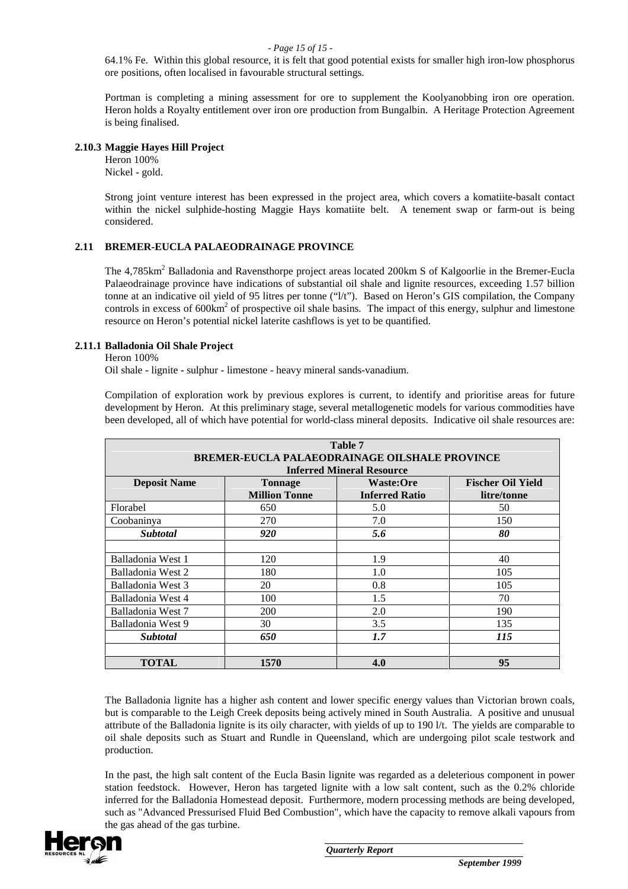64.1% Fe. Within this global resource, it is felt that good potential exists for smaller high iron-low phosphorus ore positions, often localised in favourable structural settings.

Portman is completing a mining assessment for ore to supplement the Koolyanobbing iron ore operation. Heron holds a Royalty entitlement over iron ore production from Bungalbin. A Heritage Protection Agreement is being finalised.

### 2.10.3 Maggie Hayes Hill Project

Heron 100%
Nickel - gold.

Strong joint venture interest has been expressed in the project area, which covers a komatiite-basalt contact within the nickel sulphide-hosting Maggie Hays komatiite belt. A tenement swap or farm-out is being considered.

## 2.11 BREMER-EUCLA PALAEODRAINAGE PROVINCE

The 4,785km$^2$ Balladonia and Ravensthorpe project areas located 200km S of Kalgoorlie in the Bremer-Eucla Palaeodrainage province have indications of substantial oil shale and lignite resources, exceeding 1.57 billion tonne at an indicative oil yield of 95 litres per tonne ("l/t"). Based on Heron's GIS compilation, the Company controls in excess of 600km$^2$ of prospective oil shale basins. The impact of this energy, sulphur and limestone resource on Heron's potential nickel laterite cashflows is yet to be quantified.

### 2.11.1 Balladonia Oil Shale Project

Heron 100%
Oil shale - lignite - sulphur - limestone - heavy mineral sands-vanadium.

Compilation of exploration work by previous explores is current, to identify and prioritise areas for future development by Heron. At this preliminary stage, several metallogenetic models for various commodities have been developed, all of which have potential for world-class mineral deposits. Indicative oil shale resources are:

| Table 7<br>BREMER-EUCLA PALAEODRAINAGE OILSHALE PROVINCE<br>Inferred Mineral Resource | | | |
|---|---|---|---|
| **Deposit Name** | **Tonnage<br>Million Tonne** | **Waste:Ore<br>Inferred Ratio** | **Fischer Oil Yield<br>litre/tonne** |
| Florabel | 650 | 5.0 | 50 |
| Coobaninya | 270 | 7.0 | 150 |
| ***Subtotal*** | ***920*** | ***5.6*** | ***80*** |
| | | | |
| Balladonia West 1 | 120 | 1.9 | 40 |
| Balladonia West 2 | 180 | 1.0 | 105 |
| Balladonia West 3 | 20 | 0.8 | 105 |
| Balladonia West 4 | 100 | 1.5 | 70 |
| Balladonia West 7 | 200 | 2.0 | 190 |
| Balladonia West 9 | 30 | 3.5 | 135 |
| ***Subtotal*** | ***650*** | ***1.7*** | ***115*** |
| | | | |
| **TOTAL** | **1570** | **4.0** | **95** |

The Balladonia lignite has a higher ash content and lower specific energy values than Victorian brown coals, but is comparable to the Leigh Creek deposits being actively mined in South Australia. A positive and unusual attribute of the Balladonia lignite is its oily character, with yields of up to 190 l/t. The yields are comparable to oil shale deposits such as Stuart and Rundle in Queensland, which are undergoing pilot scale testwork and production.

In the past, the high salt content of the Eucla Basin lignite was regarded as a deleterious component in power station feedstock. However, Heron has targeted lignite with a low salt content, such as the 0.2% chloride inferred for the Balladonia Homestead deposit. Furthermore, modern processing methods are being developed, such as "Advanced Pressurised Fluid Bed Combustion", which have the capacity to remove alkali vapours from the gas ahead of the gas turbine.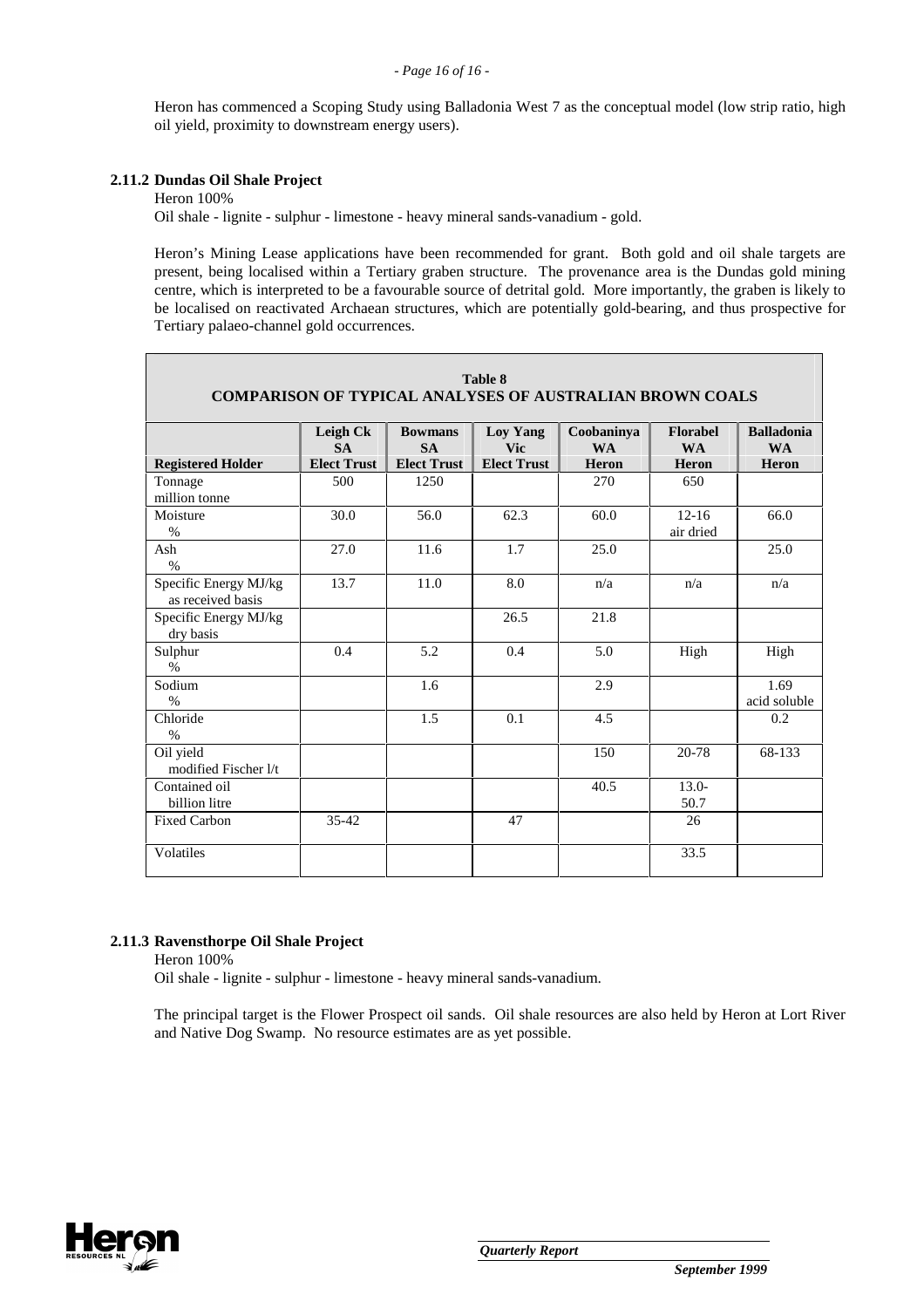Heron has commenced a Scoping Study using Balladonia West 7 as the conceptual model (low strip ratio, high oil yield, proximity to downstream energy users).

### 2.11.2 Dundas Oil Shale Project

Heron 100%

Oil shale - lignite - sulphur - limestone - heavy mineral sands-vanadium - gold.

Heron's Mining Lease applications have been recommended for grant. Both gold and oil shale targets are present, being localised within a Tertiary graben structure. The provenance area is the Dundas gold mining centre, which is interpreted to be a favourable source of detrital gold. More importantly, the graben is likely to be localised on reactivated Archaean structures, which are potentially gold-bearing, and thus prospective for Tertiary palaeo-channel gold occurrences.

**Table 8**
**COMPARISON OF TYPICAL ANALYSES OF AUSTRALIAN BROWN COALS**

| | **Leigh Ck SA** | **Bowmans SA** | **Loy Yang Vic** | **Coobaninya WA** | **Florabel WA** | **Balladonia WA** |
|---|---|---|---|---|---|---|
| **Registered Holder** | **Elect Trust** | **Elect Trust** | **Elect Trust** | **Heron** | **Heron** | **Heron** |
| Tonnage million tonne | 500 | 1250 | | 270 | 650 | |
| Moisture % | 30.0 | 56.0 | 62.3 | 60.0 | 12-16 air dried | 66.0 |
| Ash % | 27.0 | 11.6 | 1.7 | 25.0 | | 25.0 |
| Specific Energy MJ/kg as received basis | 13.7 | 11.0 | 8.0 | n/a | n/a | n/a |
| Specific Energy MJ/kg dry basis | | | 26.5 | 21.8 | | |
| Sulphur % | 0.4 | 5.2 | 0.4 | 5.0 | High | High |
| Sodium % | | 1.6 | | 2.9 | | 1.69 acid soluble |
| Chloride % | | 1.5 | 0.1 | 4.5 | | 0.2 |
| Oil yield modified Fischer l/t | | | | 150 | 20-78 | 68-133 |
| Contained oil billion litre | | | | 40.5 | 13.0-50.7 | |
| Fixed Carbon | 35-42 | | 47 | | 26 | |
| Volatiles | | | | | 33.5 | |

### 2.11.3 Ravensthorpe Oil Shale Project

Heron 100%

Oil shale - lignite - sulphur - limestone - heavy mineral sands-vanadium.

The principal target is the Flower Prospect oil sands. Oil shale resources are also held by Heron at Lort River and Native Dog Swamp. No resource estimates are as yet possible.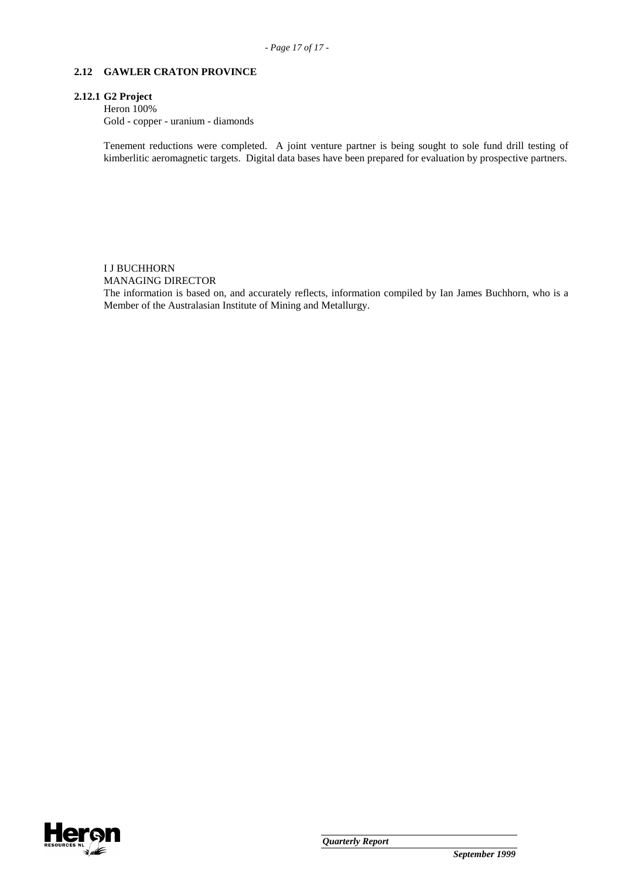## 2.12 GAWLER CRATON PROVINCE

### 2.12.1 G2 Project

Heron 100%
Gold - copper - uranium - diamonds

Tenement reductions were completed. A joint venture partner is being sought to sole fund drill testing of kimberlitic aeromagnetic targets. Digital data bases have been prepared for evaluation by prospective partners.

I J BUCHHORN
MANAGING DIRECTOR
The information is based on, and accurately reflects, information compiled by Ian James Buchhorn, who is a Member of the Australasian Institute of Mining and Metallurgy.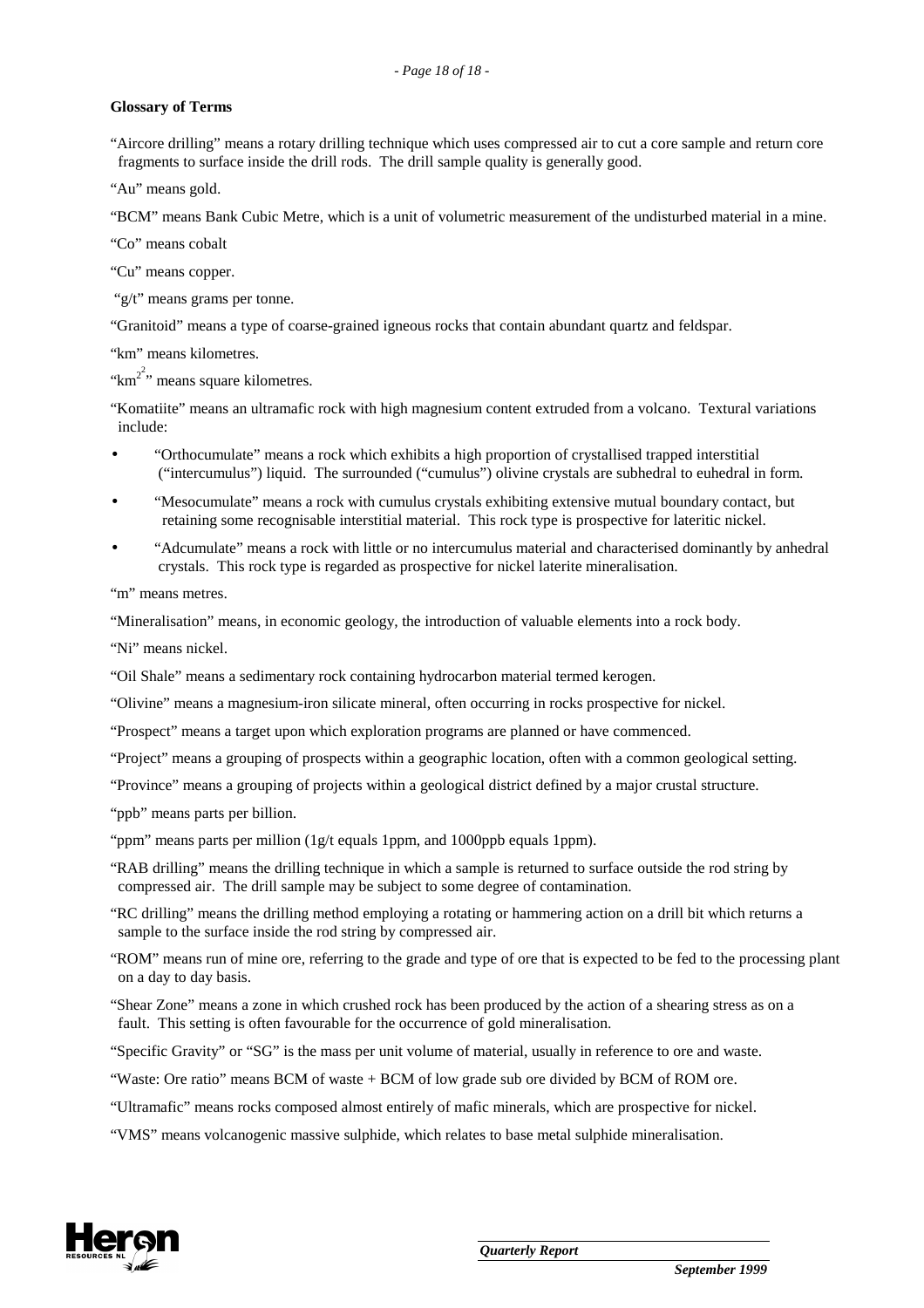**Glossary of Terms**

"Aircore drilling" means a rotary drilling technique which uses compressed air to cut a core sample and return core fragments to surface inside the drill rods. The drill sample quality is generally good.

"Au" means gold.

"BCM" means Bank Cubic Metre, which is a unit of volumetric measurement of the undisturbed material in a mine.

"Co" means cobalt

"Cu" means copper.

"g/t" means grams per tonne.

"Granitoid" means a type of coarse-grained igneous rocks that contain abundant quartz and feldspar.

"km" means kilometres.

"$km^2$" means square kilometres.

"Komatiite" means an ultramafic rock with high magnesium content extruded from a volcano. Textural variations include:

- "Orthocumulate" means a rock which exhibits a high proportion of crystallised trapped interstitial ("intercumulus") liquid. The surrounded ("cumulus") olivine crystals are subhedral to euhedral in form.
- "Mesocumulate" means a rock with cumulus crystals exhibiting extensive mutual boundary contact, but retaining some recognisable interstitial material. This rock type is prospective for lateritic nickel.
- "Adcumulate" means a rock with little or no intercumulus material and characterised dominantly by anhedral crystals. This rock type is regarded as prospective for nickel laterite mineralisation.

"m" means metres.

"Mineralisation" means, in economic geology, the introduction of valuable elements into a rock body.

"Ni" means nickel.

"Oil Shale" means a sedimentary rock containing hydrocarbon material termed kerogen.

"Olivine" means a magnesium-iron silicate mineral, often occurring in rocks prospective for nickel.

"Prospect" means a target upon which exploration programs are planned or have commenced.

"Project" means a grouping of prospects within a geographic location, often with a common geological setting.

"Province" means a grouping of projects within a geological district defined by a major crustal structure.

"ppb" means parts per billion.

"ppm" means parts per million (1g/t equals 1ppm, and 1000ppb equals 1ppm).

"RAB drilling" means the drilling technique in which a sample is returned to surface outside the rod string by compressed air. The drill sample may be subject to some degree of contamination.

"RC drilling" means the drilling method employing a rotating or hammering action on a drill bit which returns a sample to the surface inside the rod string by compressed air.

"ROM" means run of mine ore, referring to the grade and type of ore that is expected to be fed to the processing plant on a day to day basis.

"Shear Zone" means a zone in which crushed rock has been produced by the action of a shearing stress as on a fault. This setting is often favourable for the occurrence of gold mineralisation.

"Specific Gravity" or "SG" is the mass per unit volume of material, usually in reference to ore and waste.

"Waste: Ore ratio" means BCM of waste + BCM of low grade sub ore divided by BCM of ROM ore.

"Ultramafic" means rocks composed almost entirely of mafic minerals, which are prospective for nickel.

"VMS" means volcanogenic massive sulphide, which relates to base metal sulphide mineralisation.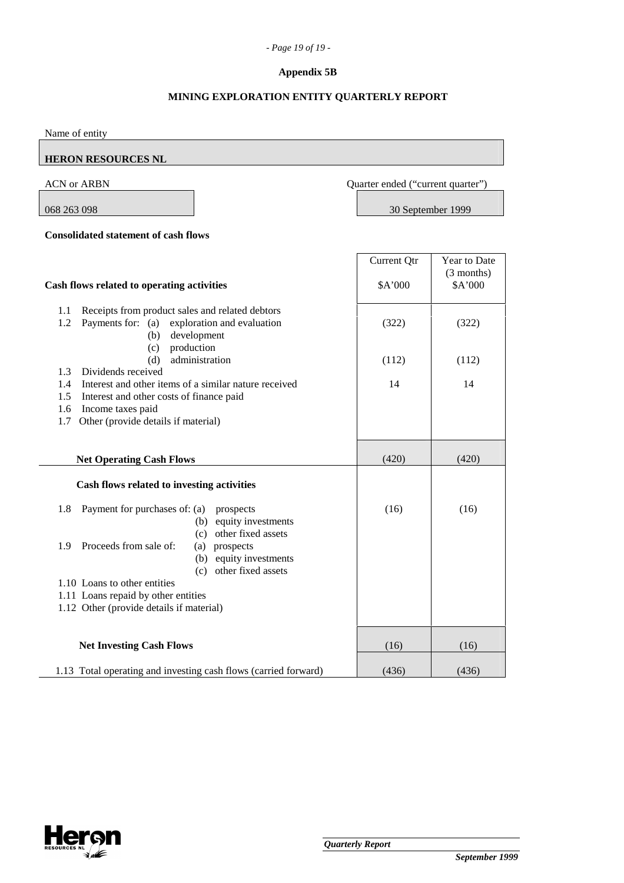**Appendix 5B**

**MINING EXPLORATION ENTITY QUARTERLY REPORT**

Name of entity

**HERON RESOURCES NL**

| ACN or ARBN | Quarter ended ("current quarter") |
|---|---|
| 068 263 098 | 30 September 1999 |

**Consolidated statement of cash flows**

| | Current Qtr<br>$A'000 | Year to Date (3 months)<br>$A'000 |
|---|---|---|
| **Cash flows related to operating activities** | | |
| 1.1 Receipts from product sales and related debtors | | |
| 1.2 Payments for: (a) exploration and evaluation | (322) | (322) |
| (b) development | | |
| (c) production | | |
| (d) administration | (112) | (112) |
| 1.3 Dividends received | | |
| 1.4 Interest and other items of a similar nature received | 14 | 14 |
| 1.5 Interest and other costs of finance paid | | |
| 1.6 Income taxes paid | | |
| 1.7 Other (provide details if material) | | |
| **Net Operating Cash Flows** | (420) | (420) |
| **Cash flows related to investing activities** | | |
| 1.8 Payment for purchases of: (a) prospects | (16) | (16) |
| (b) equity investments | | |
| (c) other fixed assets | | |
| 1.9 Proceeds from sale of: (a) prospects | | |
| (b) equity investments | | |
| (c) other fixed assets | | |
| 1.10 Loans to other entities | | |
| 1.11 Loans repaid by other entities | | |
| 1.12 Other (provide details if material) | | |
| **Net Investing Cash Flows** | (16) | (16) |
| 1.13 Total operating and investing cash flows (carried forward) | (436) | (436) |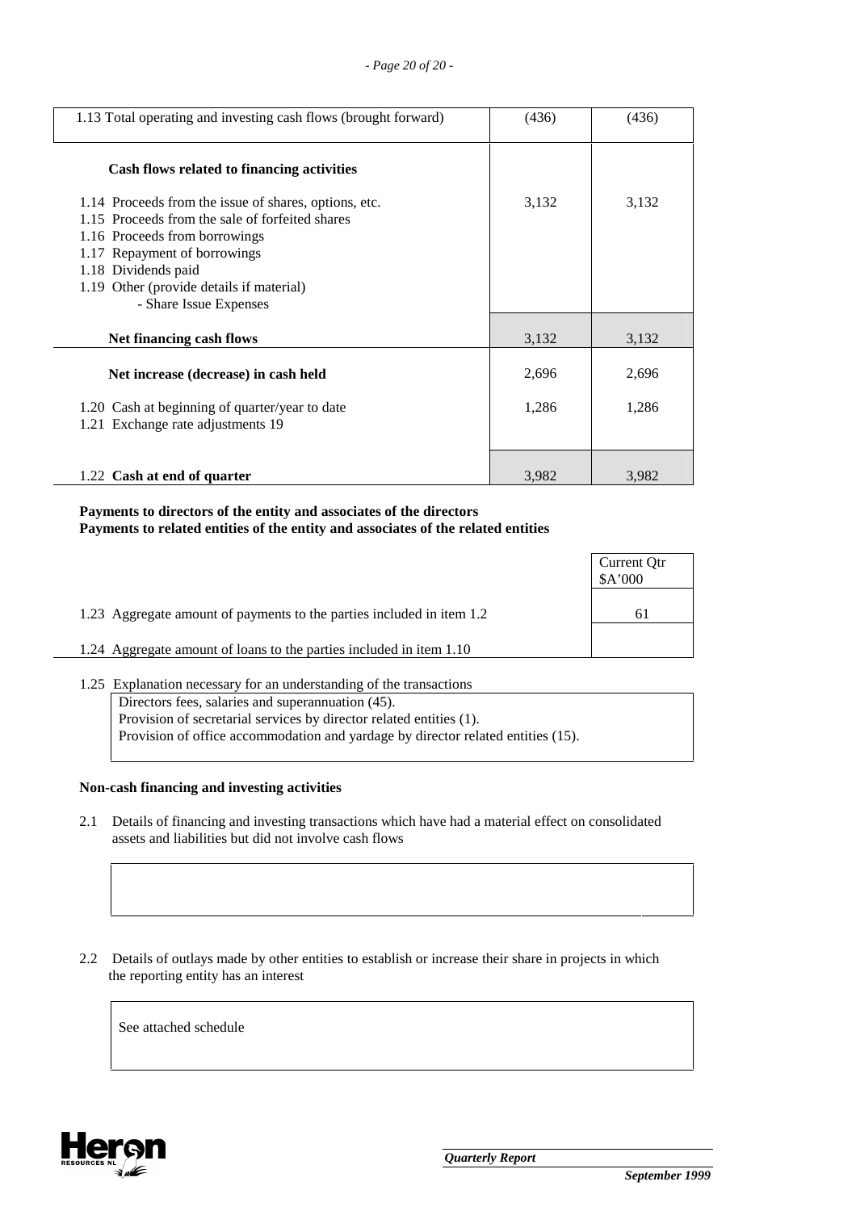| | | |
|---|---|---|
| 1.13 Total operating and investing cash flows (brought forward) | (436) | (436) |
| **Cash flows related to financing activities** | | |
| 1.14 Proceeds from the issue of shares, options, etc. | 3,132 | 3,132 |
| 1.15 Proceeds from the sale of forfeited shares | | |
| 1.16 Proceeds from borrowings | | |
| 1.17 Repayment of borrowings | | |
| 1.18 Dividends paid | | |
| 1.19 Other (provide details if material) - Share Issue Expenses | | |
| **Net financing cash flows** | 3,132 | 3,132 |
| **Net increase (decrease) in cash held** | 2,696 | 2,696 |
| 1.20 Cash at beginning of quarter/year to date | 1,286 | 1,286 |
| 1.21 Exchange rate adjustments 19 | | |
| 1.22 **Cash at end of quarter** | 3,982 | 3,982 |

**Payments to directors of the entity and associates of the directors**
**Payments to related entities of the entity and associates of the related entities**

| | Current Qtr $A'000 |
|---|---|
| 1.23 Aggregate amount of payments to the parties included in item 1.2 | 61 |
| 1.24 Aggregate amount of loans to the parties included in item 1.10 | |

1.25 Explanation necessary for an understanding of the transactions

Directors fees, salaries and superannuation (45).
Provision of secretarial services by director related entities (1).
Provision of office accommodation and yardage by director related entities (15).

**Non-cash financing and investing activities**

2.1 Details of financing and investing transactions which have had a material effect on consolidated assets and liabilities but did not involve cash flows

2.2 Details of outlays made by other entities to establish or increase their share in projects in which the reporting entity has an interest

See attached schedule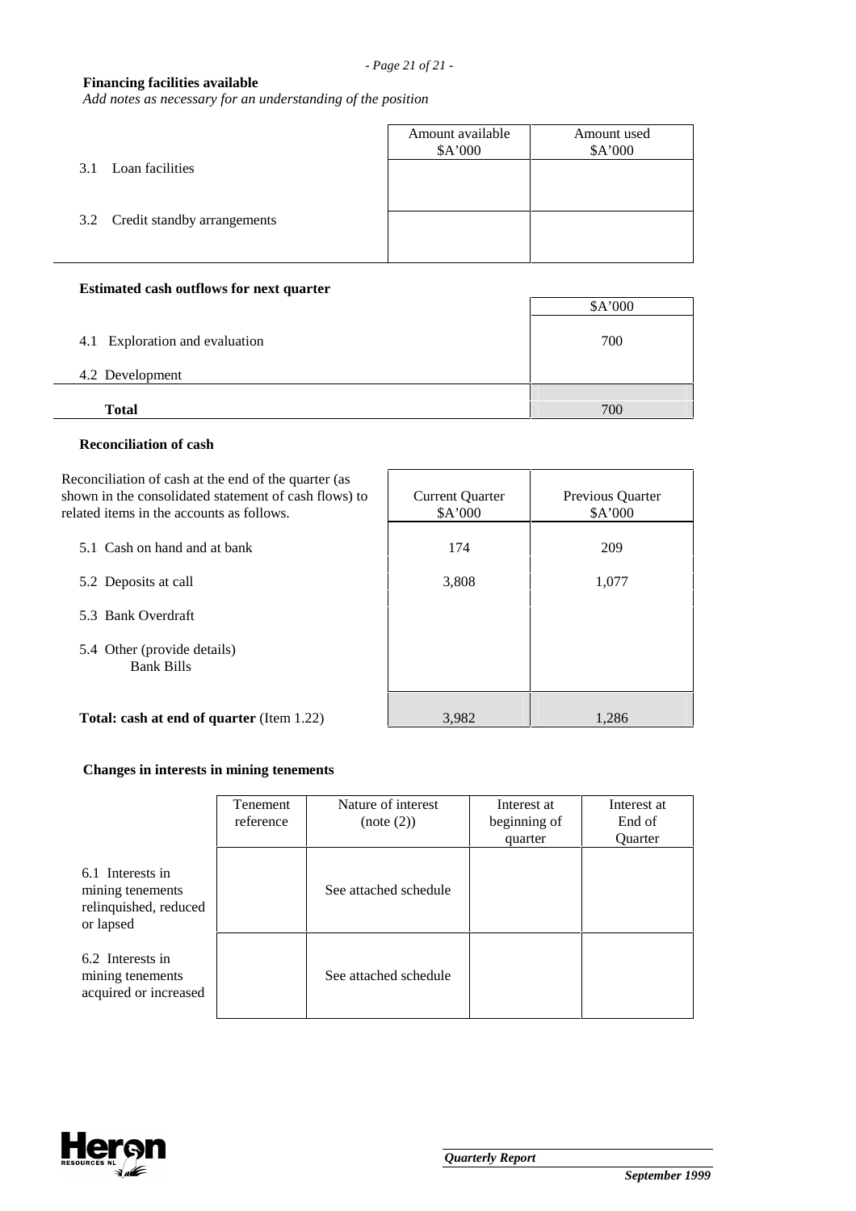**Financing facilities available**

*Add notes as necessary for an understanding of the position*

| | Amount available $A'000 | Amount used $A'000 |
|---|---|---|
| 3.1 Loan facilities | | |
| 3.2 Credit standby arrangements | | |

**Estimated cash outflows for next quarter**

| | $A'000 |
|---|---|
| 4.1 Exploration and evaluation | 700 |
| 4.2 Development | |
| **Total** | 700 |

**Reconciliation of cash**

| Reconciliation of cash at the end of the quarter (as shown in the consolidated statement of cash flows) to related items in the accounts as follows. | Current Quarter $A'000 | Previous Quarter $A'000 |
|---|---|---|
| 5.1 Cash on hand and at bank | 174 | 209 |
| 5.2 Deposits at call | 3,808 | 1,077 |
| 5.3 Bank Overdraft | | |
| 5.4 Other (provide details) Bank Bills | | |
| **Total: cash at end of quarter** (Item 1.22) | 3,982 | 1,286 |

**Changes in interests in mining tenements**

| | Tenement reference | Nature of interest (note (2)) | Interest at beginning of quarter | Interest at End of Quarter |
|---|---|---|---|---|
| 6.1 Interests in mining tenements relinquished, reduced or lapsed | | See attached schedule | | |
| 6.2 Interests in mining tenements acquired or increased | | See attached schedule | | |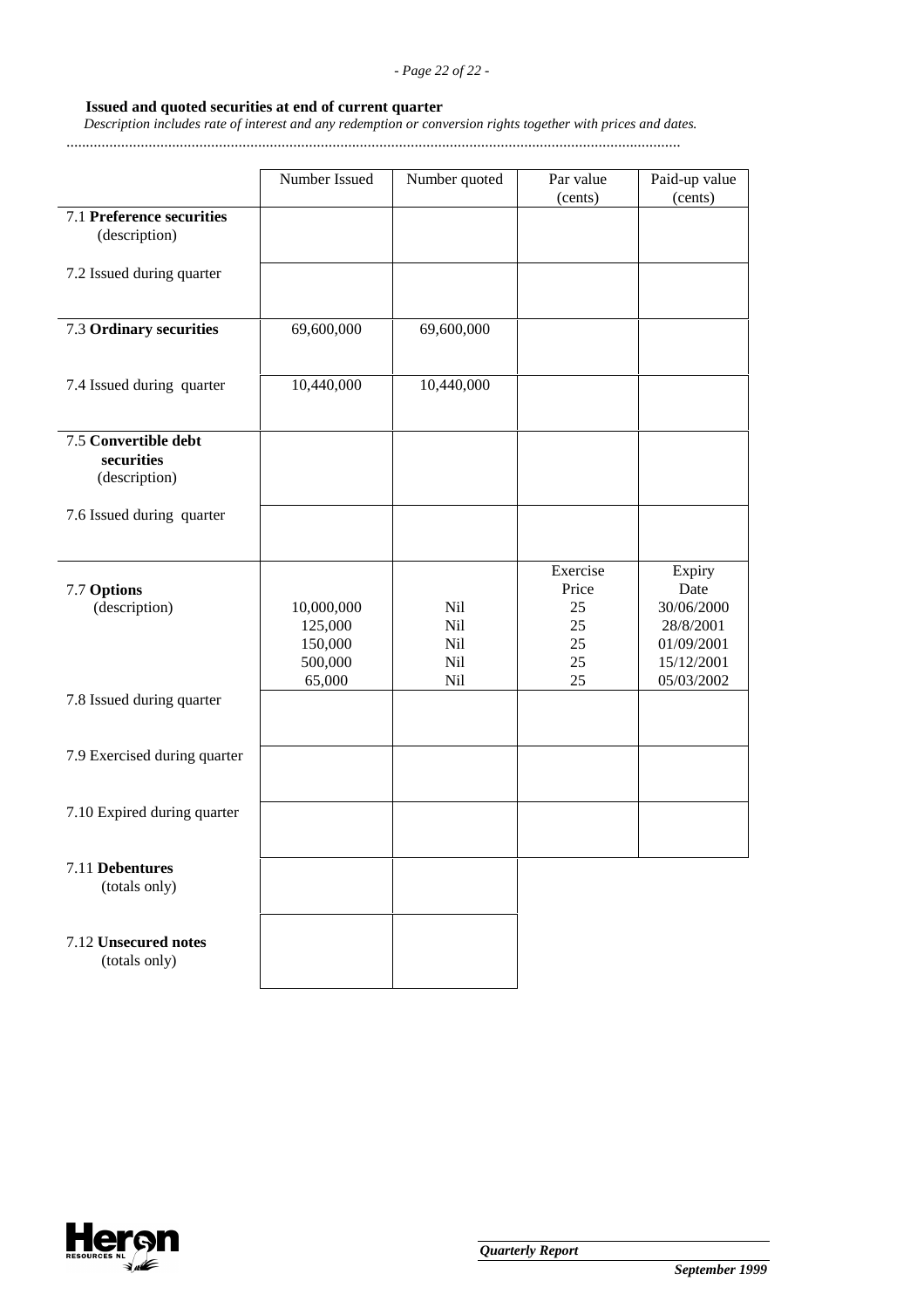**Issued and quoted securities at end of current quarter**

*Description includes rate of interest and any redemption or conversion rights together with prices and dates.*

.............................................................................................................................................................

| | Number Issued | Number quoted | Par value (cents) | Paid-up value (cents) |
|---|---|---|---|---|
| 7.1 **Preference securities** (description) | | | | |
| 7.2 Issued during quarter | | | | |
| 7.3 **Ordinary securities** | 69,600,000 | 69,600,000 | | |
| 7.4 Issued during quarter | 10,440,000 | 10,440,000 | | |
| 7.5 **Convertible debt securities** (description) | | | | |
| 7.6 Issued during quarter | | | | |
| | | | Exercise Price | Expiry Date |
| 7.7 **Options** (description) | 10,000,000 | Nil | 25 | 30/06/2000 |
| | 125,000 | Nil | 25 | 28/8/2001 |
| | 150,000 | Nil | 25 | 01/09/2001 |
| | 500,000 | Nil | 25 | 15/12/2001 |
| | 65,000 | Nil | 25 | 05/03/2002 |
| 7.8 Issued during quarter | | | | |
| 7.9 Exercised during quarter | | | | |
| 7.10 Expired during quarter | | | | |
| 7.11 **Debentures** (totals only) | | | | |
| 7.12 **Unsecured notes** (totals only) | | | | |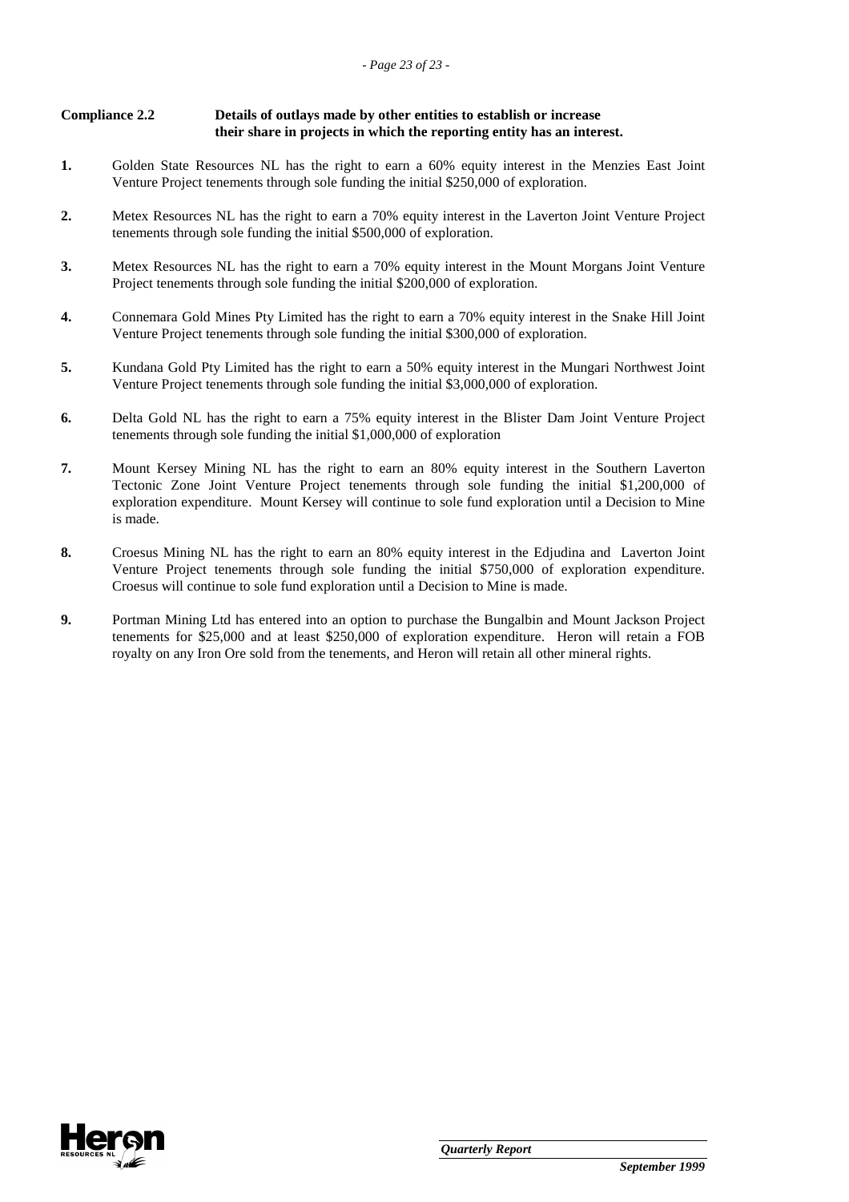**Compliance 2.2 Details of outlays made by other entities to establish or increase their share in projects in which the reporting entity has an interest.**

1. Golden State Resources NL has the right to earn a 60% equity interest in the Menzies East Joint Venture Project tenements through sole funding the initial $250,000 of exploration.

2. Metex Resources NL has the right to earn a 70% equity interest in the Laverton Joint Venture Project tenements through sole funding the initial $500,000 of exploration.

3. Metex Resources NL has the right to earn a 70% equity interest in the Mount Morgans Joint Venture Project tenements through sole funding the initial $200,000 of exploration.

4. Connemara Gold Mines Pty Limited has the right to earn a 70% equity interest in the Snake Hill Joint Venture Project tenements through sole funding the initial $300,000 of exploration.

5. Kundana Gold Pty Limited has the right to earn a 50% equity interest in the Mungari Northwest Joint Venture Project tenements through sole funding the initial $3,000,000 of exploration.

6. Delta Gold NL has the right to earn a 75% equity interest in the Blister Dam Joint Venture Project tenements through sole funding the initial $1,000,000 of exploration

7. Mount Kersey Mining NL has the right to earn an 80% equity interest in the Southern Laverton Tectonic Zone Joint Venture Project tenements through sole funding the initial $1,200,000 of exploration expenditure. Mount Kersey will continue to sole fund exploration until a Decision to Mine is made.

8. Croesus Mining NL has the right to earn an 80% equity interest in the Edjudina and Laverton Joint Venture Project tenements through sole funding the initial $750,000 of exploration expenditure. Croesus will continue to sole fund exploration until a Decision to Mine is made.

9. Portman Mining Ltd has entered into an option to purchase the Bungalbin and Mount Jackson Project tenements for $25,000 and at least $250,000 of exploration expenditure. Heron will retain a FOB royalty on any Iron Ore sold from the tenements, and Heron will retain all other mineral rights.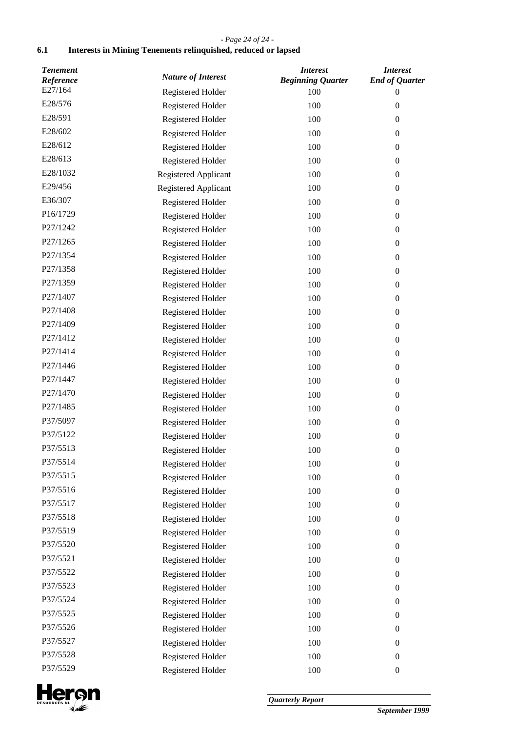## 6.1 Interests in Mining Tenements relinquished, reduced or lapsed

| *Tenement Reference* | *Nature of Interest* | *Interest Beginning Quarter* | *Interest End of Quarter* |
|---|---|---|---|
| E27/164 | Registered Holder | 100 | 0 |
| E28/576 | Registered Holder | 100 | 0 |
| E28/591 | Registered Holder | 100 | 0 |
| E28/602 | Registered Holder | 100 | 0 |
| E28/612 | Registered Holder | 100 | 0 |
| E28/613 | Registered Holder | 100 | 0 |
| E28/1032 | Registered Applicant | 100 | 0 |
| E29/456 | Registered Applicant | 100 | 0 |
| E36/307 | Registered Holder | 100 | 0 |
| P16/1729 | Registered Holder | 100 | 0 |
| P27/1242 | Registered Holder | 100 | 0 |
| P27/1265 | Registered Holder | 100 | 0 |
| P27/1354 | Registered Holder | 100 | 0 |
| P27/1358 | Registered Holder | 100 | 0 |
| P27/1359 | Registered Holder | 100 | 0 |
| P27/1407 | Registered Holder | 100 | 0 |
| P27/1408 | Registered Holder | 100 | 0 |
| P27/1409 | Registered Holder | 100 | 0 |
| P27/1412 | Registered Holder | 100 | 0 |
| P27/1414 | Registered Holder | 100 | 0 |
| P27/1446 | Registered Holder | 100 | 0 |
| P27/1447 | Registered Holder | 100 | 0 |
| P27/1470 | Registered Holder | 100 | 0 |
| P27/1485 | Registered Holder | 100 | 0 |
| P37/5097 | Registered Holder | 100 | 0 |
| P37/5122 | Registered Holder | 100 | 0 |
| P37/5513 | Registered Holder | 100 | 0 |
| P37/5514 | Registered Holder | 100 | 0 |
| P37/5515 | Registered Holder | 100 | 0 |
| P37/5516 | Registered Holder | 100 | 0 |
| P37/5517 | Registered Holder | 100 | 0 |
| P37/5518 | Registered Holder | 100 | 0 |
| P37/5519 | Registered Holder | 100 | 0 |
| P37/5520 | Registered Holder | 100 | 0 |
| P37/5521 | Registered Holder | 100 | 0 |
| P37/5522 | Registered Holder | 100 | 0 |
| P37/5523 | Registered Holder | 100 | 0 |
| P37/5524 | Registered Holder | 100 | 0 |
| P37/5525 | Registered Holder | 100 | 0 |
| P37/5526 | Registered Holder | 100 | 0 |
| P37/5527 | Registered Holder | 100 | 0 |
| P37/5528 | Registered Holder | 100 | 0 |
| P37/5529 | Registered Holder | 100 | 0 |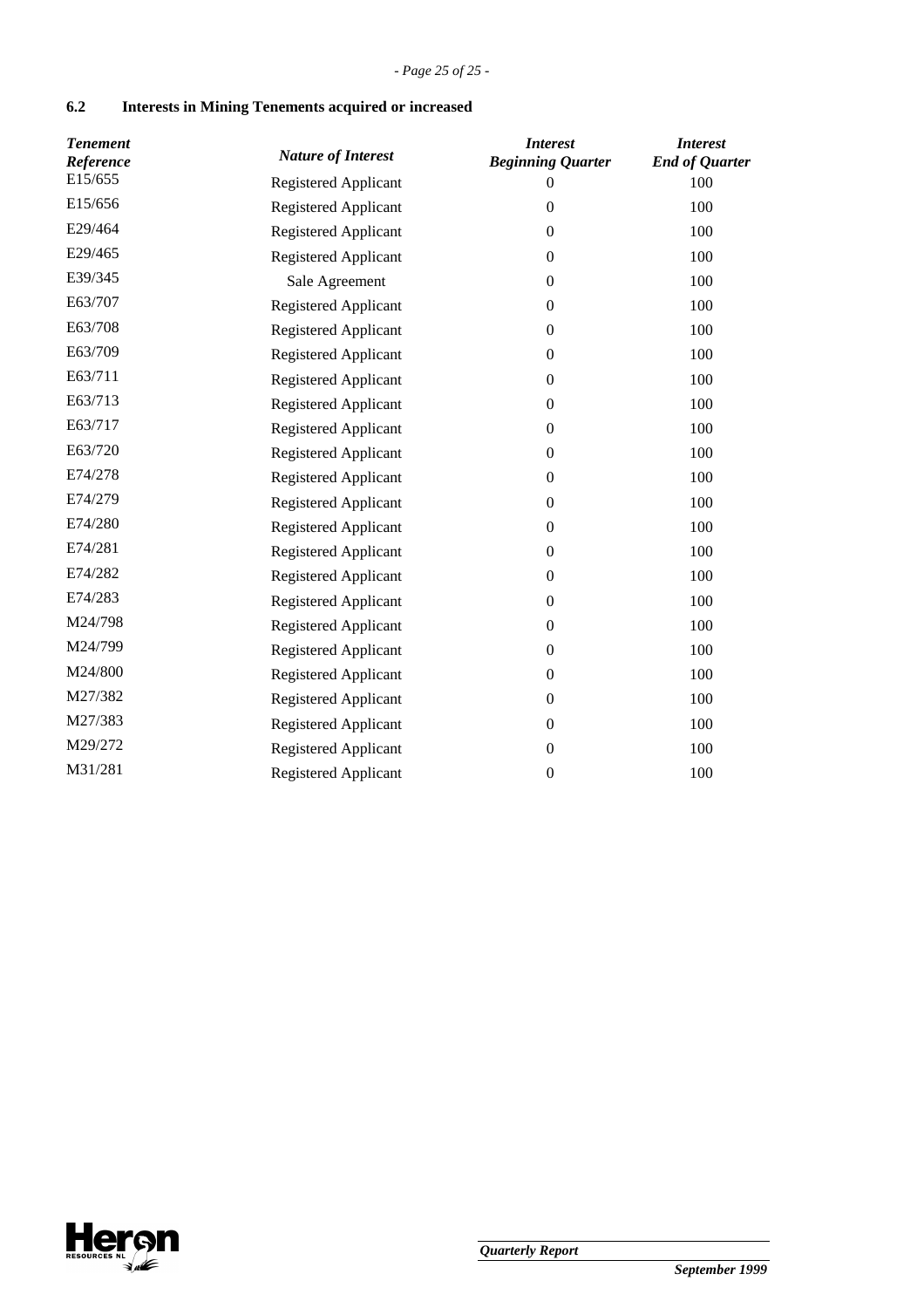## 6.2 Interests in Mining Tenements acquired or increased

| *Tenement Reference* | *Nature of Interest* | *Interest Beginning Quarter* | *Interest End of Quarter* |
|---|---|---|---|
| E15/655 | Registered Applicant | 0 | 100 |
| E15/656 | Registered Applicant | 0 | 100 |
| E29/464 | Registered Applicant | 0 | 100 |
| E29/465 | Registered Applicant | 0 | 100 |
| E39/345 | Sale Agreement | 0 | 100 |
| E63/707 | Registered Applicant | 0 | 100 |
| E63/708 | Registered Applicant | 0 | 100 |
| E63/709 | Registered Applicant | 0 | 100 |
| E63/711 | Registered Applicant | 0 | 100 |
| E63/713 | Registered Applicant | 0 | 100 |
| E63/717 | Registered Applicant | 0 | 100 |
| E63/720 | Registered Applicant | 0 | 100 |
| E74/278 | Registered Applicant | 0 | 100 |
| E74/279 | Registered Applicant | 0 | 100 |
| E74/280 | Registered Applicant | 0 | 100 |
| E74/281 | Registered Applicant | 0 | 100 |
| E74/282 | Registered Applicant | 0 | 100 |
| E74/283 | Registered Applicant | 0 | 100 |
| M24/798 | Registered Applicant | 0 | 100 |
| M24/799 | Registered Applicant | 0 | 100 |
| M24/800 | Registered Applicant | 0 | 100 |
| M27/382 | Registered Applicant | 0 | 100 |
| M27/383 | Registered Applicant | 0 | 100 |
| M29/272 | Registered Applicant | 0 | 100 |
| M31/281 | Registered Applicant | 0 | 100 |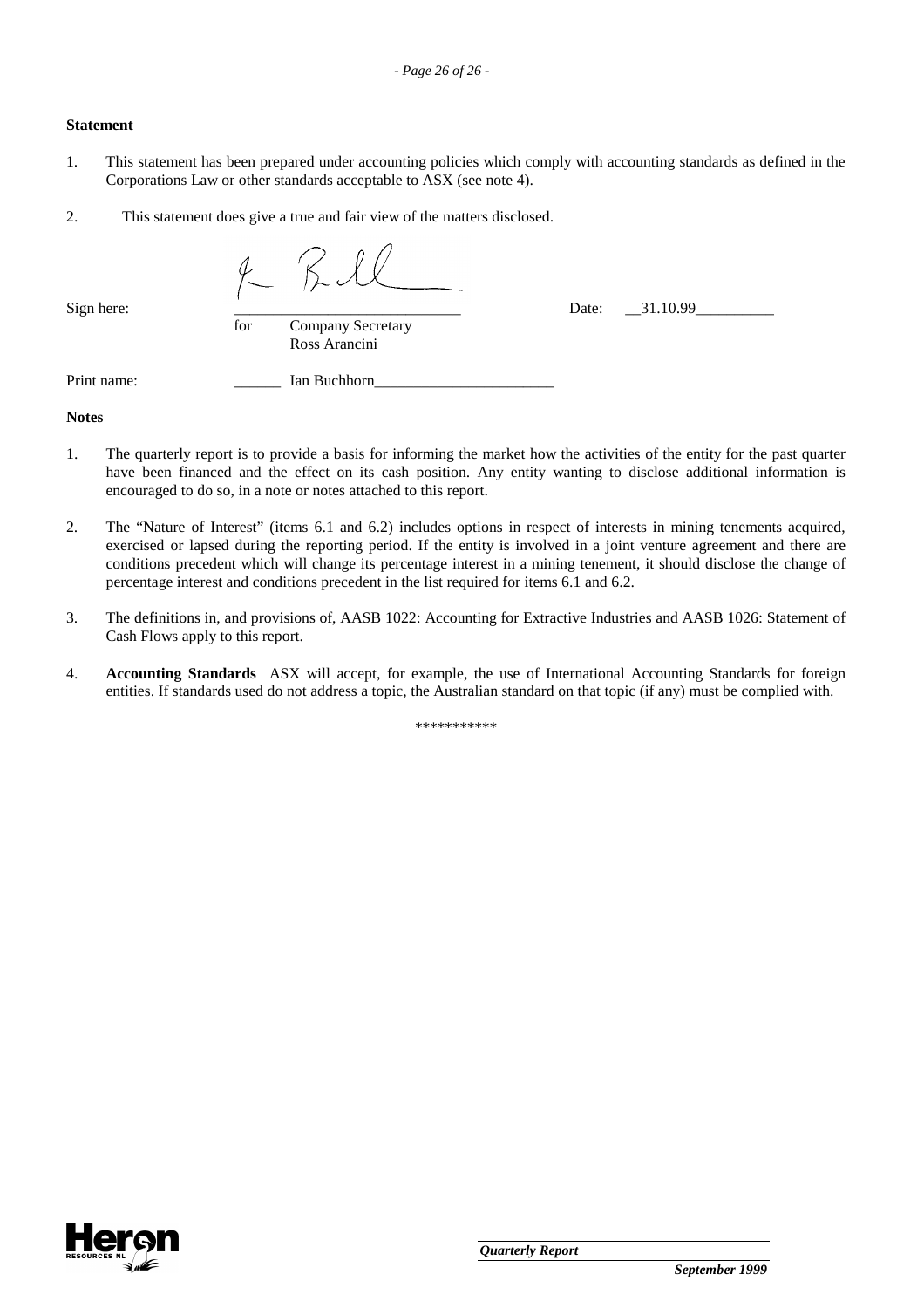**Statement**

1. This statement has been prepared under accounting policies which comply with accounting standards as defined in the Corporations Law or other standards acceptable to ASX (see note 4).

2. This statement does give a true and fair view of the matters disclosed.

Sign here: ____________________________ Date: __31.10.99__________
for Company Secretary
Ross Arancini

Print name: ______ Ian Buchhorn_______________________

**Notes**

1. The quarterly report is to provide a basis for informing the market how the activities of the entity for the past quarter have been financed and the effect on its cash position. Any entity wanting to disclose additional information is encouraged to do so, in a note or notes attached to this report.

2. The "Nature of Interest" (items 6.1 and 6.2) includes options in respect of interests in mining tenements acquired, exercised or lapsed during the reporting period. If the entity is involved in a joint venture agreement and there are conditions precedent which will change its percentage interest in a mining tenement, it should disclose the change of percentage interest and conditions precedent in the list required for items 6.1 and 6.2.

3. The definitions in, and provisions of, AASB 1022: Accounting for Extractive Industries and AASB 1026: Statement of Cash Flows apply to this report.

4. **Accounting Standards** ASX will accept, for example, the use of International Accounting Standards for foreign entities. If standards used do not address a topic, the Australian standard on that topic (if any) must be complied with.

***********